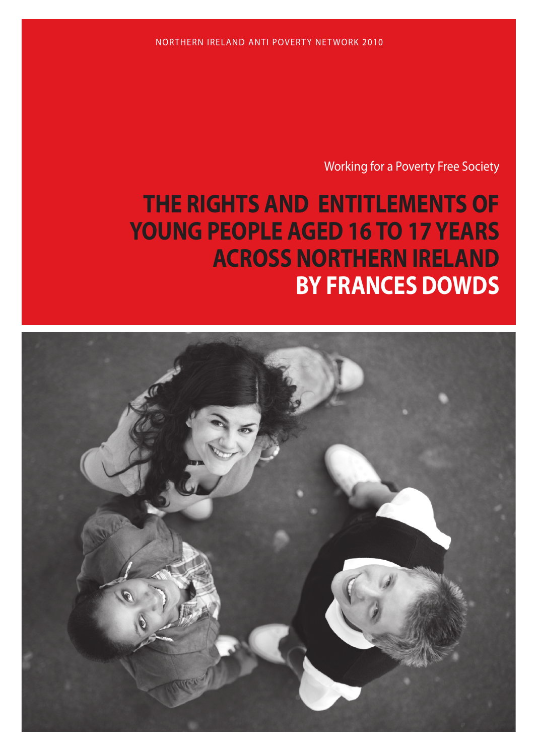NORTHERN IRELAND ANTI POVERTY NETWORK 2010

Working for a Poverty Free Society

# THE RIGHTS AND ENTITLEMENTS OF YOUNG PEOPLE AGED 16 TO 17 YEARS ACROSS NORTHERN IRELAND BY FRANCES DOWDS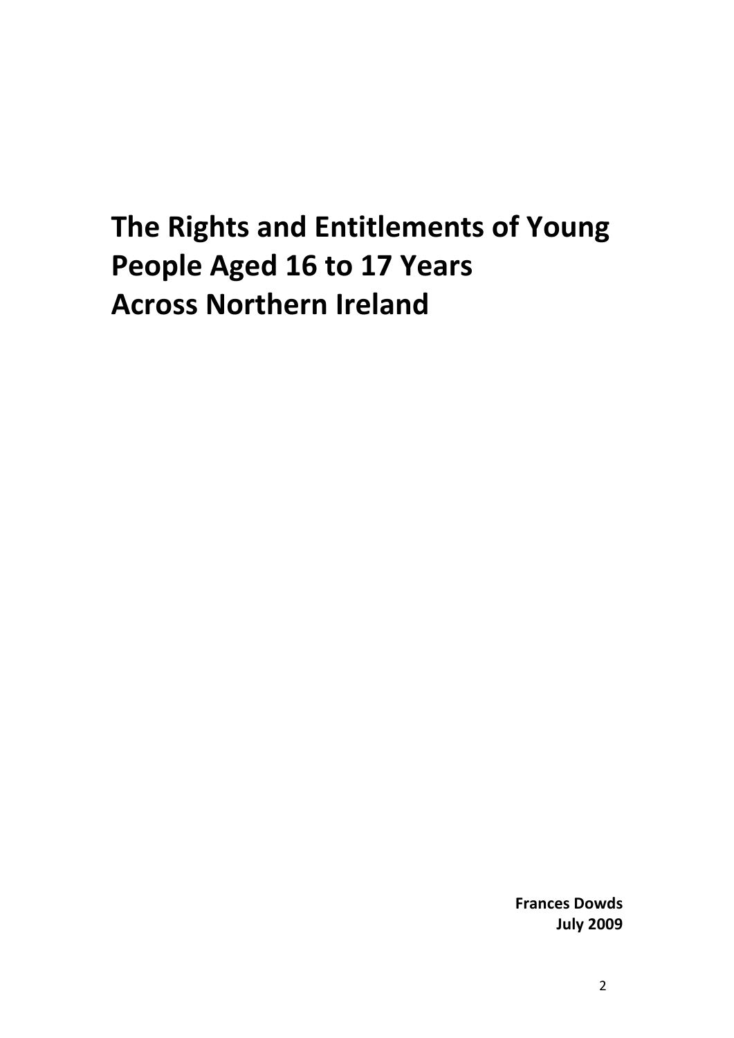# The Rights and Entitlements of Young People Aged 16 to 17 Years Across Northern Ireland

**Frances Dowds**
**July 2009**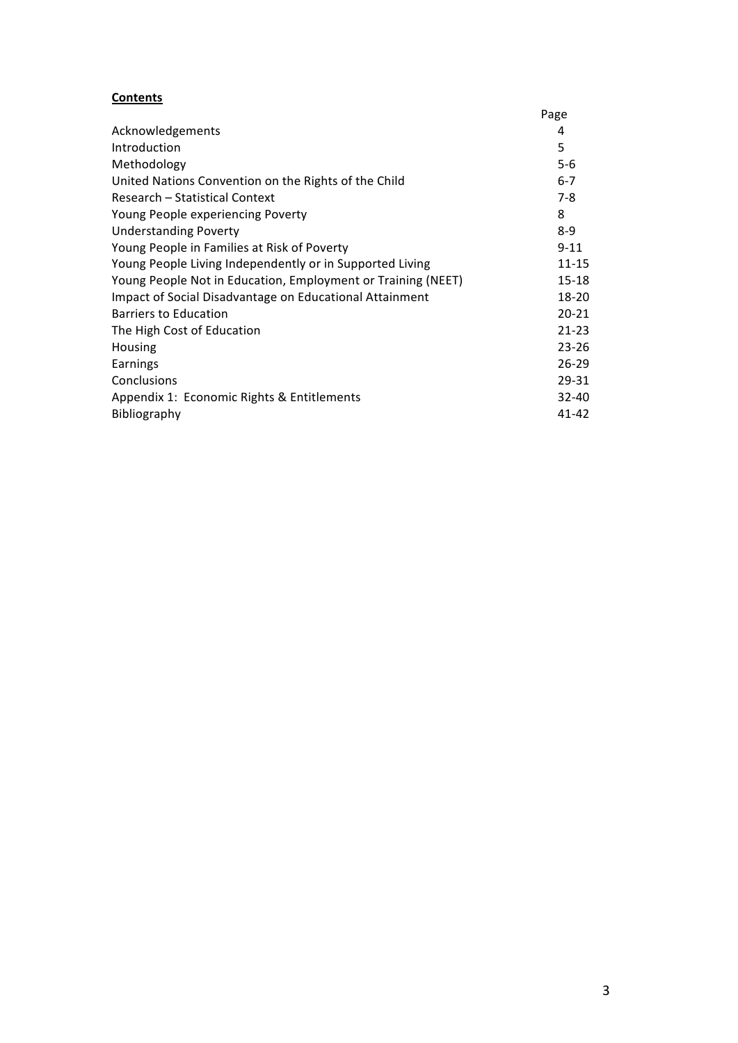**Contents**

| | Page |
|---|---|
| Acknowledgements | 4 |
| Introduction | 5 |
| Methodology | 5-6 |
| United Nations Convention on the Rights of the Child | 6-7 |
| Research – Statistical Context | 7-8 |
| Young People experiencing Poverty | 8 |
| Understanding Poverty | 8-9 |
| Young People in Families at Risk of Poverty | 9-11 |
| Young People Living Independently or in Supported Living | 11-15 |
| Young People Not in Education, Employment or Training (NEET) | 15-18 |
| Impact of Social Disadvantage on Educational Attainment | 18-20 |
| Barriers to Education | 20-21 |
| The High Cost of Education | 21-23 |
| Housing | 23-26 |
| Earnings | 26-29 |
| Conclusions | 29-31 |
| Appendix 1: Economic Rights & Entitlements | 32-40 |
| Bibliography | 41-42 |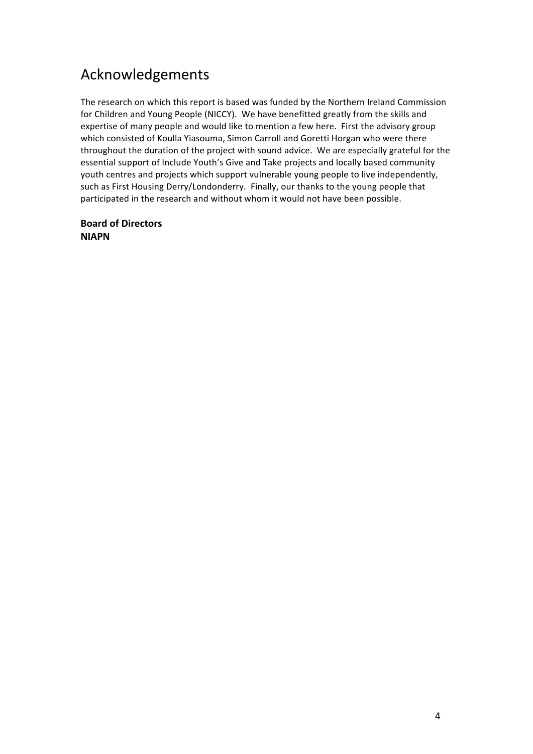# Acknowledgements

The research on which this report is based was funded by the Northern Ireland Commission for Children and Young People (NICCY). We have benefitted greatly from the skills and expertise of many people and would like to mention a few here. First the advisory group which consisted of Koulla Yiasouma, Simon Carroll and Goretti Horgan who were there throughout the duration of the project with sound advice. We are especially grateful for the essential support of Include Youth's Give and Take projects and locally based community youth centres and projects which support vulnerable young people to live independently, such as First Housing Derry/Londonderry. Finally, our thanks to the young people that participated in the research and without whom it would not have been possible.

**Board of Directors**
**NIAPN**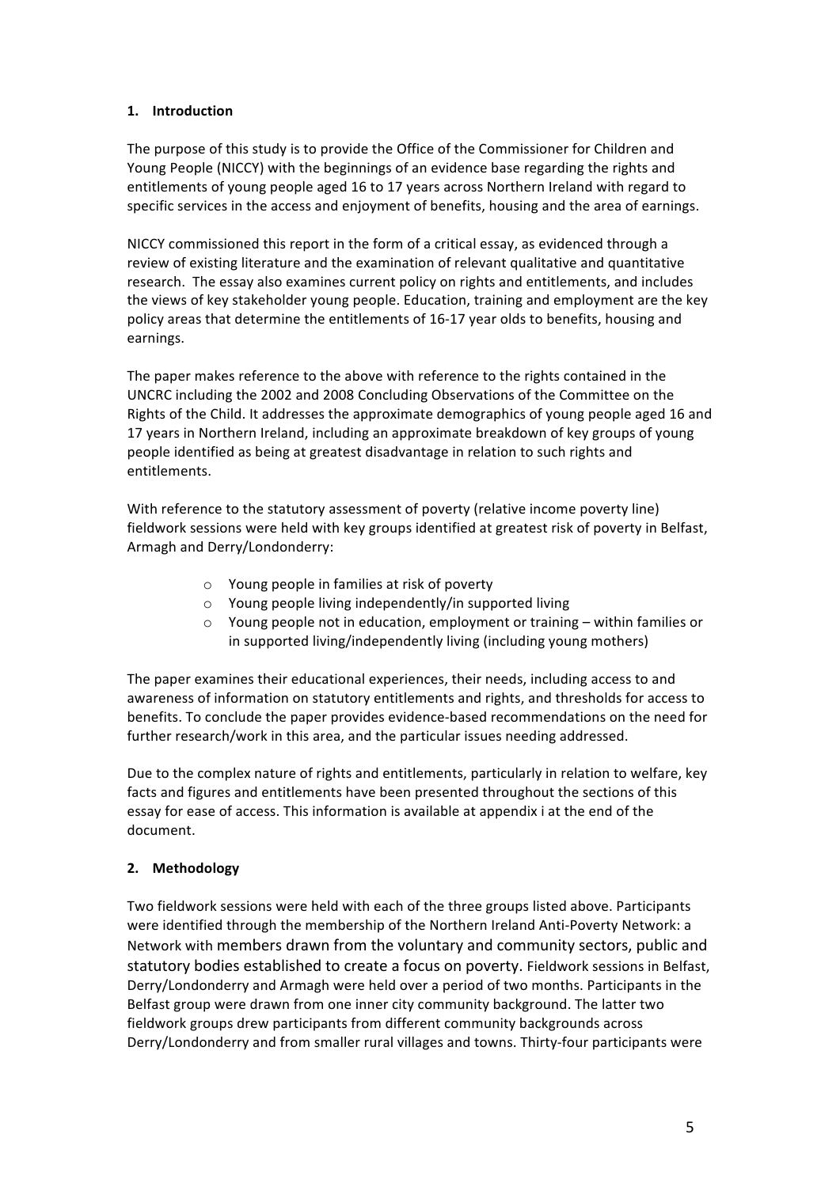## 1. Introduction

The purpose of this study is to provide the Office of the Commissioner for Children and Young People (NICCY) with the beginnings of an evidence base regarding the rights and entitlements of young people aged 16 to 17 years across Northern Ireland with regard to specific services in the access and enjoyment of benefits, housing and the area of earnings.

NICCY commissioned this report in the form of a critical essay, as evidenced through a review of existing literature and the examination of relevant qualitative and quantitative research. The essay also examines current policy on rights and entitlements, and includes the views of key stakeholder young people. Education, training and employment are the key policy areas that determine the entitlements of 16-17 year olds to benefits, housing and earnings.

The paper makes reference to the above with reference to the rights contained in the UNCRC including the 2002 and 2008 Concluding Observations of the Committee on the Rights of the Child. It addresses the approximate demographics of young people aged 16 and 17 years in Northern Ireland, including an approximate breakdown of key groups of young people identified as being at greatest disadvantage in relation to such rights and entitlements.

With reference to the statutory assessment of poverty (relative income poverty line) fieldwork sessions were held with key groups identified at greatest risk of poverty in Belfast, Armagh and Derry/Londonderry:

- Young people in families at risk of poverty
- Young people living independently/in supported living
- Young people not in education, employment or training – within families or in supported living/independently living (including young mothers)

The paper examines their educational experiences, their needs, including access to and awareness of information on statutory entitlements and rights, and thresholds for access to benefits. To conclude the paper provides evidence-based recommendations on the need for further research/work in this area, and the particular issues needing addressed.

Due to the complex nature of rights and entitlements, particularly in relation to welfare, key facts and figures and entitlements have been presented throughout the sections of this essay for ease of access. This information is available at appendix i at the end of the document.

## 2. Methodology

Two fieldwork sessions were held with each of the three groups listed above. Participants were identified through the membership of the Northern Ireland Anti-Poverty Network: a Network with members drawn from the voluntary and community sectors, public and statutory bodies established to create a focus on poverty. Fieldwork sessions in Belfast, Derry/Londonderry and Armagh were held over a period of two months. Participants in the Belfast group were drawn from one inner city community background. The latter two fieldwork groups drew participants from different community backgrounds across Derry/Londonderry and from smaller rural villages and towns. Thirty-four participants were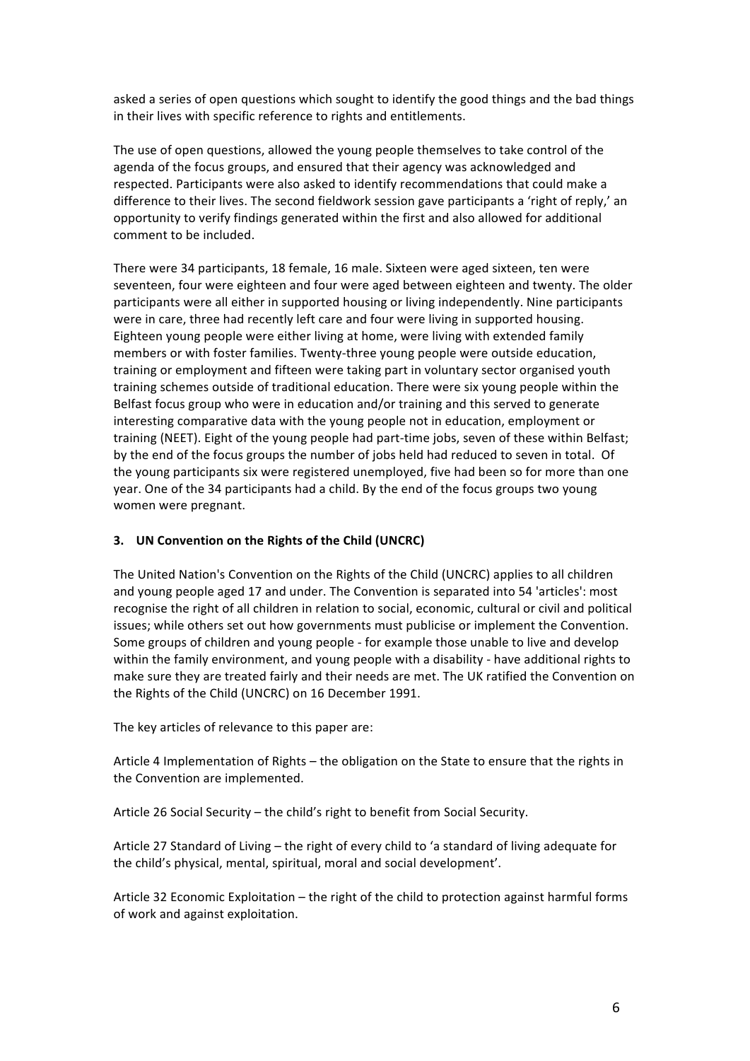asked a series of open questions which sought to identify the good things and the bad things in their lives with specific reference to rights and entitlements.

The use of open questions, allowed the young people themselves to take control of the agenda of the focus groups, and ensured that their agency was acknowledged and respected. Participants were also asked to identify recommendations that could make a difference to their lives. The second fieldwork session gave participants a 'right of reply,' an opportunity to verify findings generated within the first and also allowed for additional comment to be included.

There were 34 participants, 18 female, 16 male. Sixteen were aged sixteen, ten were seventeen, four were eighteen and four were aged between eighteen and twenty. The older participants were all either in supported housing or living independently. Nine participants were in care, three had recently left care and four were living in supported housing. Eighteen young people were either living at home, were living with extended family members or with foster families. Twenty-three young people were outside education, training or employment and fifteen were taking part in voluntary sector organised youth training schemes outside of traditional education. There were six young people within the Belfast focus group who were in education and/or training and this served to generate interesting comparative data with the young people not in education, employment or training (NEET). Eight of the young people had part-time jobs, seven of these within Belfast; by the end of the focus groups the number of jobs held had reduced to seven in total. Of the young participants six were registered unemployed, five had been so for more than one year. One of the 34 participants had a child. By the end of the focus groups two young women were pregnant.

## 3. UN Convention on the Rights of the Child (UNCRC)

The United Nation's Convention on the Rights of the Child (UNCRC) applies to all children and young people aged 17 and under. The Convention is separated into 54 'articles': most recognise the right of all children in relation to social, economic, cultural or civil and political issues; while others set out how governments must publicise or implement the Convention. Some groups of children and young people - for example those unable to live and develop within the family environment, and young people with a disability - have additional rights to make sure they are treated fairly and their needs are met. The UK ratified the Convention on the Rights of the Child (UNCRC) on 16 December 1991.

The key articles of relevance to this paper are:

Article 4 Implementation of Rights – the obligation on the State to ensure that the rights in the Convention are implemented.

Article 26 Social Security – the child's right to benefit from Social Security.

Article 27 Standard of Living – the right of every child to 'a standard of living adequate for the child's physical, mental, spiritual, moral and social development'.

Article 32 Economic Exploitation – the right of the child to protection against harmful forms of work and against exploitation.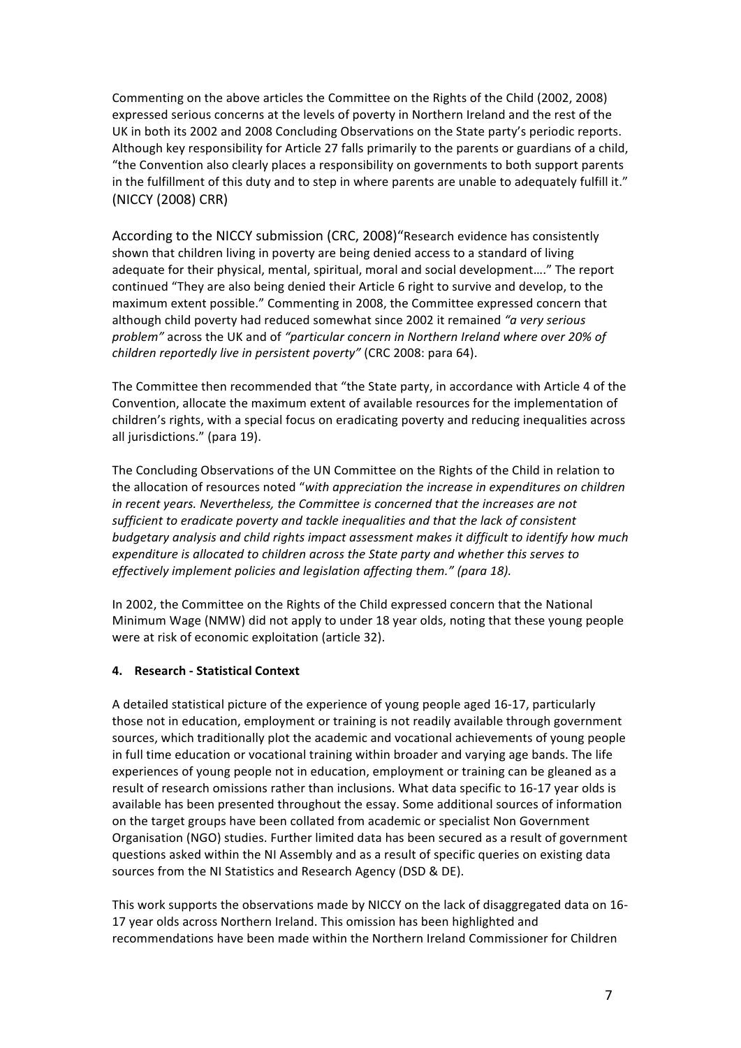Commenting on the above articles the Committee on the Rights of the Child (2002, 2008) expressed serious concerns at the levels of poverty in Northern Ireland and the rest of the UK in both its 2002 and 2008 Concluding Observations on the State party's periodic reports. Although key responsibility for Article 27 falls primarily to the parents or guardians of a child, "the Convention also clearly places a responsibility on governments to both support parents in the fulfillment of this duty and to step in where parents are unable to adequately fulfill it." (NICCY (2008) CRR)

According to the NICCY submission (CRC, 2008)"Research evidence has consistently shown that children living in poverty are being denied access to a standard of living adequate for their physical, mental, spiritual, moral and social development…." The report continued "They are also being denied their Article 6 right to survive and develop, to the maximum extent possible." Commenting in 2008, the Committee expressed concern that although child poverty had reduced somewhat since 2002 it remained *"a very serious problem"* across the UK and of *"particular concern in Northern Ireland where over 20% of children reportedly live in persistent poverty"* (CRC 2008: para 64).

The Committee then recommended that "the State party, in accordance with Article 4 of the Convention, allocate the maximum extent of available resources for the implementation of children's rights, with a special focus on eradicating poverty and reducing inequalities across all jurisdictions." (para 19).

The Concluding Observations of the UN Committee on the Rights of the Child in relation to the allocation of resources noted "*with appreciation the increase in expenditures on children in recent years. Nevertheless, the Committee is concerned that the increases are not sufficient to eradicate poverty and tackle inequalities and that the lack of consistent budgetary analysis and child rights impact assessment makes it difficult to identify how much expenditure is allocated to children across the State party and whether this serves to effectively implement policies and legislation affecting them." (para 18).*

In 2002, the Committee on the Rights of the Child expressed concern that the National Minimum Wage (NMW) did not apply to under 18 year olds, noting that these young people were at risk of economic exploitation (article 32).

**4. Research - Statistical Context**

A detailed statistical picture of the experience of young people aged 16-17, particularly those not in education, employment or training is not readily available through government sources, which traditionally plot the academic and vocational achievements of young people in full time education or vocational training within broader and varying age bands. The life experiences of young people not in education, employment or training can be gleaned as a result of research omissions rather than inclusions. What data specific to 16-17 year olds is available has been presented throughout the essay. Some additional sources of information on the target groups have been collated from academic or specialist Non Government Organisation (NGO) studies. Further limited data has been secured as a result of government questions asked within the NI Assembly and as a result of specific queries on existing data sources from the NI Statistics and Research Agency (DSD & DE).

This work supports the observations made by NICCY on the lack of disaggregated data on 16-17 year olds across Northern Ireland. This omission has been highlighted and recommendations have been made within the Northern Ireland Commissioner for Children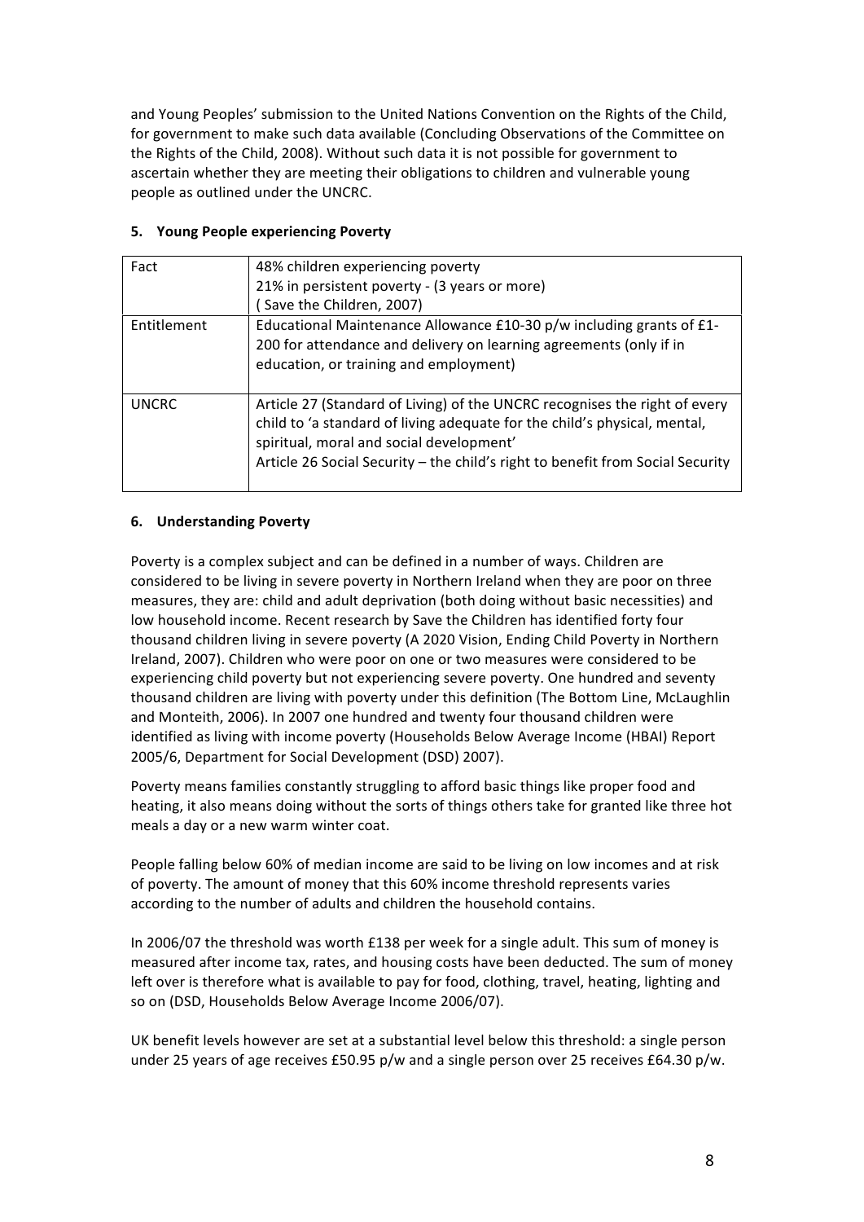and Young Peoples' submission to the United Nations Convention on the Rights of the Child, for government to make such data available (Concluding Observations of the Committee on the Rights of the Child, 2008). Without such data it is not possible for government to ascertain whether they are meeting their obligations to children and vulnerable young people as outlined under the UNCRC.

## 5. Young People experiencing Poverty

| | |
|---|---|
| Fact | 48% children experiencing poverty<br>21% in persistent poverty - (3 years or more)<br>( Save the Children, 2007) |
| Entitlement | Educational Maintenance Allowance £10-30 p/w including grants of £1-200 for attendance and delivery on learning agreements (only if in education, or training and employment) |
| UNCRC | Article 27 (Standard of Living) of the UNCRC recognises the right of every child to 'a standard of living adequate for the child's physical, mental, spiritual, moral and social development'<br>Article 26 Social Security – the child's right to benefit from Social Security |

## 6. Understanding Poverty

Poverty is a complex subject and can be defined in a number of ways. Children are considered to be living in severe poverty in Northern Ireland when they are poor on three measures, they are: child and adult deprivation (both doing without basic necessities) and low household income. Recent research by Save the Children has identified forty four thousand children living in severe poverty (A 2020 Vision, Ending Child Poverty in Northern Ireland, 2007). Children who were poor on one or two measures were considered to be experiencing child poverty but not experiencing severe poverty. One hundred and seventy thousand children are living with poverty under this definition (The Bottom Line, McLaughlin and Monteith, 2006). In 2007 one hundred and twenty four thousand children were identified as living with income poverty (Households Below Average Income (HBAI) Report 2005/6, Department for Social Development (DSD) 2007).

Poverty means families constantly struggling to afford basic things like proper food and heating, it also means doing without the sorts of things others take for granted like three hot meals a day or a new warm winter coat.

People falling below 60% of median income are said to be living on low incomes and at risk of poverty. The amount of money that this 60% income threshold represents varies according to the number of adults and children the household contains.

In 2006/07 the threshold was worth £138 per week for a single adult. This sum of money is measured after income tax, rates, and housing costs have been deducted. The sum of money left over is therefore what is available to pay for food, clothing, travel, heating, lighting and so on (DSD, Households Below Average Income 2006/07).

UK benefit levels however are set at a substantial level below this threshold: a single person under 25 years of age receives £50.95 p/w and a single person over 25 receives £64.30 p/w.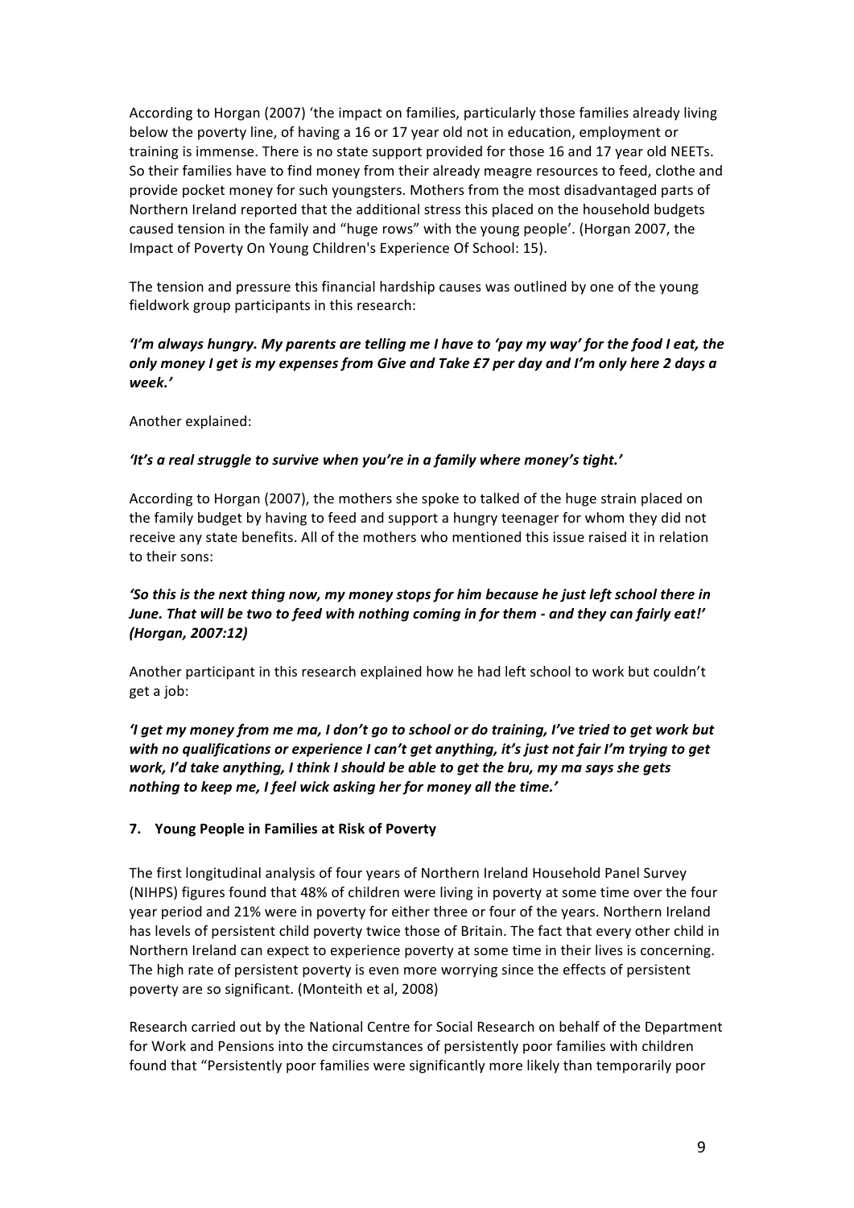According to Horgan (2007) 'the impact on families, particularly those families already living below the poverty line, of having a 16 or 17 year old not in education, employment or training is immense. There is no state support provided for those 16 and 17 year old NEETs. So their families have to find money from their already meagre resources to feed, clothe and provide pocket money for such youngsters. Mothers from the most disadvantaged parts of Northern Ireland reported that the additional stress this placed on the household budgets caused tension in the family and "huge rows" with the young people'. (Horgan 2007, the Impact of Poverty On Young Children's Experience Of School: 15).

The tension and pressure this financial hardship causes was outlined by one of the young fieldwork group participants in this research:

***'I'm always hungry. My parents are telling me I have to 'pay my way' for the food I eat, the only money I get is my expenses from Give and Take £7 per day and I'm only here 2 days a week.'***

Another explained:

***'It's a real struggle to survive when you're in a family where money's tight.'***

According to Horgan (2007), the mothers she spoke to talked of the huge strain placed on the family budget by having to feed and support a hungry teenager for whom they did not receive any state benefits. All of the mothers who mentioned this issue raised it in relation to their sons:

***'So this is the next thing now, my money stops for him because he just left school there in June. That will be two to feed with nothing coming in for them - and they can fairly eat!' (Horgan, 2007:12)***

Another participant in this research explained how he had left school to work but couldn't get a job:

***'I get my money from me ma, I don't go to school or do training, I've tried to get work but with no qualifications or experience I can't get anything, it's just not fair I'm trying to get work, I'd take anything, I think I should be able to get the bru, my ma says she gets nothing to keep me, I feel wick asking her for money all the time.'***

## 7. Young People in Families at Risk of Poverty

The first longitudinal analysis of four years of Northern Ireland Household Panel Survey (NIHPS) figures found that 48% of children were living in poverty at some time over the four year period and 21% were in poverty for either three or four of the years. Northern Ireland has levels of persistent child poverty twice those of Britain. The fact that every other child in Northern Ireland can expect to experience poverty at some time in their lives is concerning. The high rate of persistent poverty is even more worrying since the effects of persistent poverty are so significant. (Monteith et al, 2008)

Research carried out by the National Centre for Social Research on behalf of the Department for Work and Pensions into the circumstances of persistently poor families with children found that "Persistently poor families were significantly more likely than temporarily poor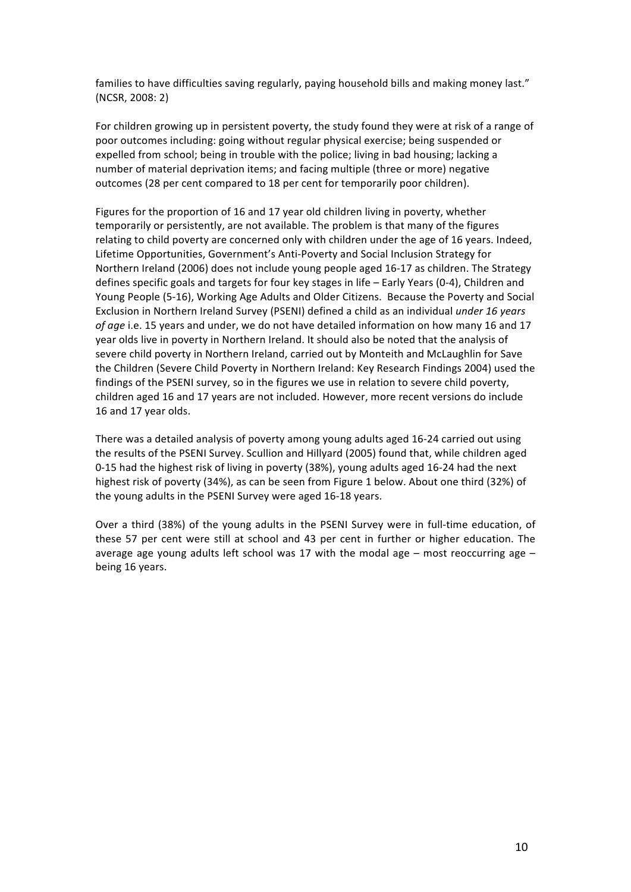families to have difficulties saving regularly, paying household bills and making money last." (NCSR, 2008: 2)

For children growing up in persistent poverty, the study found they were at risk of a range of poor outcomes including: going without regular physical exercise; being suspended or expelled from school; being in trouble with the police; living in bad housing; lacking a number of material deprivation items; and facing multiple (three or more) negative outcomes (28 per cent compared to 18 per cent for temporarily poor children).

Figures for the proportion of 16 and 17 year old children living in poverty, whether temporarily or persistently, are not available. The problem is that many of the figures relating to child poverty are concerned only with children under the age of 16 years. Indeed, Lifetime Opportunities, Government's Anti-Poverty and Social Inclusion Strategy for Northern Ireland (2006) does not include young people aged 16-17 as children. The Strategy defines specific goals and targets for four key stages in life – Early Years (0-4), Children and Young People (5-16), Working Age Adults and Older Citizens. Because the Poverty and Social Exclusion in Northern Ireland Survey (PSENI) defined a child as an individual *under 16 years of age* i.e. 15 years and under, we do not have detailed information on how many 16 and 17 year olds live in poverty in Northern Ireland. It should also be noted that the analysis of severe child poverty in Northern Ireland, carried out by Monteith and McLaughlin for Save the Children (Severe Child Poverty in Northern Ireland: Key Research Findings 2004) used the findings of the PSENI survey, so in the figures we use in relation to severe child poverty, children aged 16 and 17 years are not included. However, more recent versions do include 16 and 17 year olds.

There was a detailed analysis of poverty among young adults aged 16-24 carried out using the results of the PSENI Survey. Scullion and Hillyard (2005) found that, while children aged 0-15 had the highest risk of living in poverty (38%), young adults aged 16-24 had the next highest risk of poverty (34%), as can be seen from Figure 1 below. About one third (32%) of the young adults in the PSENI Survey were aged 16-18 years.

Over a third (38%) of the young adults in the PSENI Survey were in full-time education, of these 57 per cent were still at school and 43 per cent in further or higher education. The average age young adults left school was 17 with the modal age – most reoccurring age – being 16 years.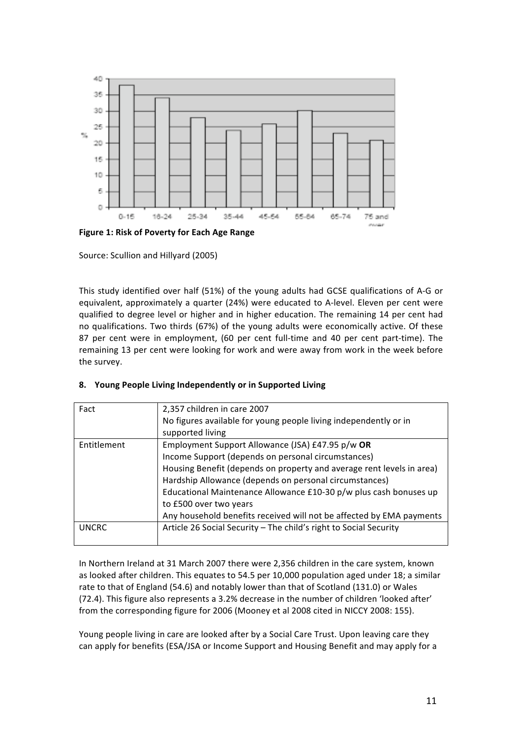**Figure 1: Risk of Poverty for Each Age Range**

Source: Scullion and Hillyard (2005)

This study identified over half (51%) of the young adults had GCSE qualifications of A-G or equivalent, approximately a quarter (24%) were educated to A-level. Eleven per cent were qualified to degree level or higher and in higher education. The remaining 14 per cent had no qualifications. Two thirds (67%) of the young adults were economically active. Of these 87 per cent were in employment, (60 per cent full-time and 40 per cent part-time). The remaining 13 per cent were looking for work and were away from work in the week before the survey.

## 8. Young People Living Independently or in Supported Living

| Fact | 2,357 children in care 2007<br>No figures available for young people living independently or in supported living |
|---|---|
| Entitlement | Employment Support Allowance (JSA) £47.95 p/w **OR**<br>Income Support (depends on personal circumstances)<br>Housing Benefit (depends on property and average rent levels in area)<br>Hardship Allowance (depends on personal circumstances)<br>Educational Maintenance Allowance £10-30 p/w plus cash bonuses up to £500 over two years<br>Any household benefits received will not be affected by EMA payments |
| UNCRC | Article 26 Social Security – The child's right to Social Security |

In Northern Ireland at 31 March 2007 there were 2,356 children in the care system, known as looked after children. This equates to 54.5 per 10,000 population aged under 18; a similar rate to that of England (54.6) and notably lower than that of Scotland (131.0) or Wales (72.4). This figure also represents a 3.2% decrease in the number of children 'looked after' from the corresponding figure for 2006 (Mooney et al 2008 cited in NICCY 2008: 155).

Young people living in care are looked after by a Social Care Trust. Upon leaving care they can apply for benefits (ESA/JSA or Income Support and Housing Benefit and may apply for a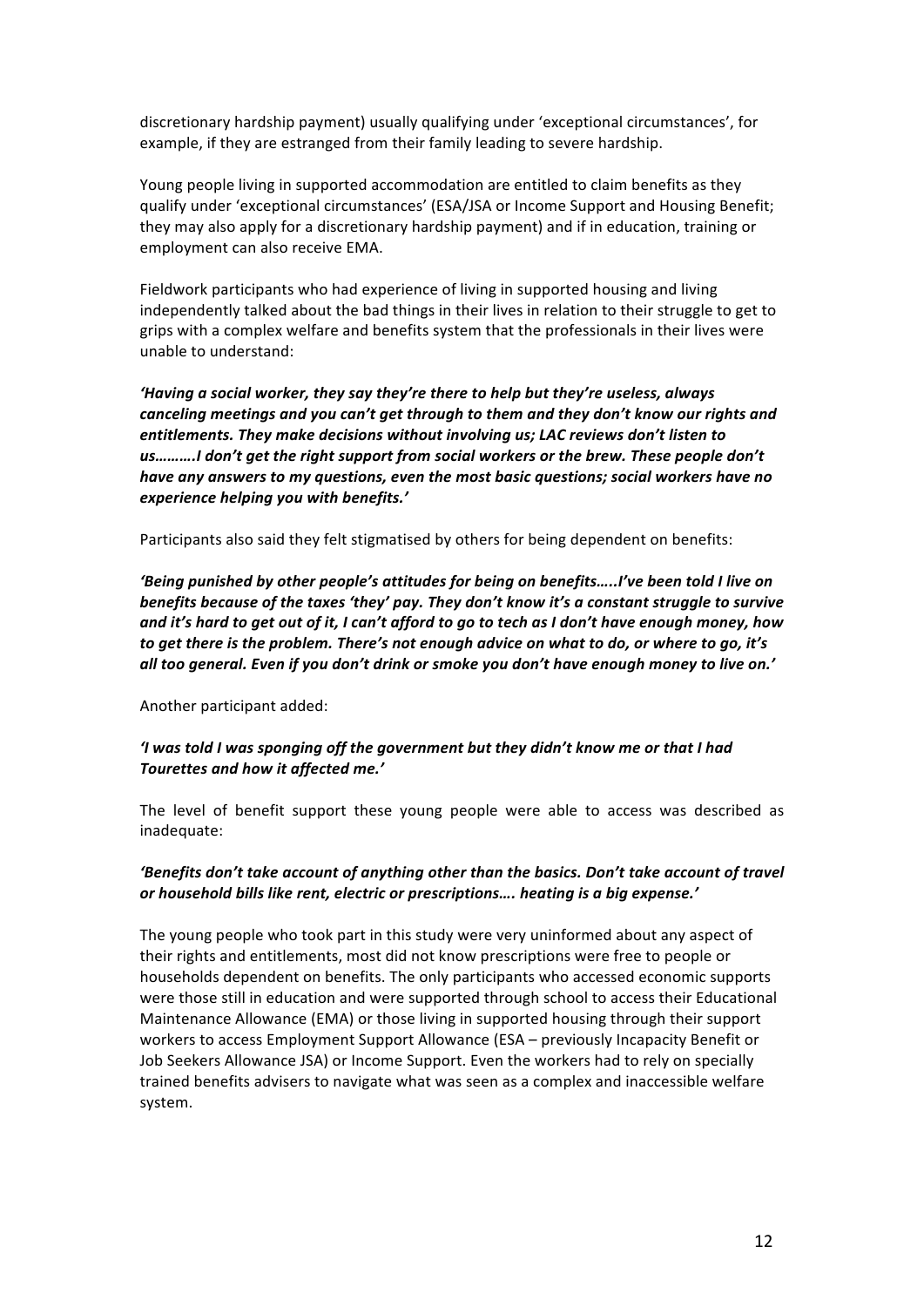discretionary hardship payment) usually qualifying under 'exceptional circumstances', for example, if they are estranged from their family leading to severe hardship.

Young people living in supported accommodation are entitled to claim benefits as they qualify under 'exceptional circumstances' (ESA/JSA or Income Support and Housing Benefit; they may also apply for a discretionary hardship payment) and if in education, training or employment can also receive EMA.

Fieldwork participants who had experience of living in supported housing and living independently talked about the bad things in their lives in relation to their struggle to get to grips with a complex welfare and benefits system that the professionals in their lives were unable to understand:

***'Having a social worker, they say they're there to help but they're useless, always canceling meetings and you can't get through to them and they don't know our rights and entitlements. They make decisions without involving us; LAC reviews don't listen to us……….I don't get the right support from social workers or the brew. These people don't have any answers to my questions, even the most basic questions; social workers have no experience helping you with benefits.'***

Participants also said they felt stigmatised by others for being dependent on benefits:

***'Being punished by other people's attitudes for being on benefits…..I've been told I live on benefits because of the taxes 'they' pay. They don't know it's a constant struggle to survive and it's hard to get out of it, I can't afford to go to tech as I don't have enough money, how to get there is the problem. There's not enough advice on what to do, or where to go, it's all too general. Even if you don't drink or smoke you don't have enough money to live on.'***

Another participant added:

***'I was told I was sponging off the government but they didn't know me or that I had Tourettes and how it affected me.'***

The level of benefit support these young people were able to access was described as inadequate:

***'Benefits don't take account of anything other than the basics. Don't take account of travel or household bills like rent, electric or prescriptions…. heating is a big expense.'***

The young people who took part in this study were very uninformed about any aspect of their rights and entitlements, most did not know prescriptions were free to people or households dependent on benefits. The only participants who accessed economic supports were those still in education and were supported through school to access their Educational Maintenance Allowance (EMA) or those living in supported housing through their support workers to access Employment Support Allowance (ESA – previously Incapacity Benefit or Job Seekers Allowance JSA) or Income Support. Even the workers had to rely on specially trained benefits advisers to navigate what was seen as a complex and inaccessible welfare system.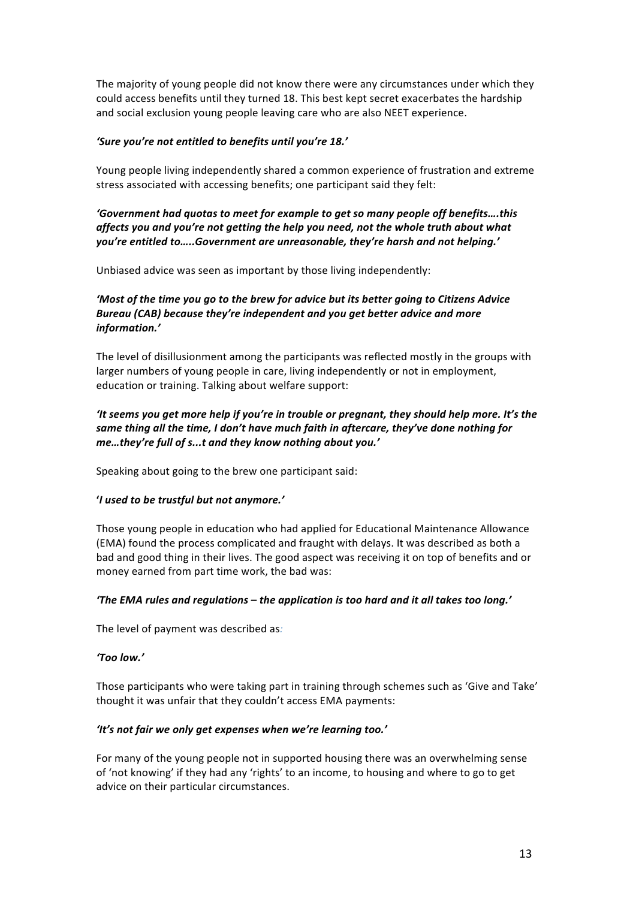The majority of young people did not know there were any circumstances under which they could access benefits until they turned 18. This best kept secret exacerbates the hardship and social exclusion young people leaving care who are also NEET experience.

***'Sure you're not entitled to benefits until you're 18.'***

Young people living independently shared a common experience of frustration and extreme stress associated with accessing benefits; one participant said they felt:

***'Government had quotas to meet for example to get so many people off benefits….this affects you and you're not getting the help you need, not the whole truth about what you're entitled to…..Government are unreasonable, they're harsh and not helping.'***

Unbiased advice was seen as important by those living independently:

***'Most of the time you go to the brew for advice but its better going to Citizens Advice Bureau (CAB) because they're independent and you get better advice and more information.'***

The level of disillusionment among the participants was reflected mostly in the groups with larger numbers of young people in care, living independently or not in employment, education or training. Talking about welfare support:

***'It seems you get more help if you're in trouble or pregnant, they should help more. It's the same thing all the time, I don't have much faith in aftercare, they've done nothing for me…they're full of s...t and they know nothing about you.'***

Speaking about going to the brew one participant said:

**'*I used to be trustful but not anymore.'***

Those young people in education who had applied for Educational Maintenance Allowance (EMA) found the process complicated and fraught with delays. It was described as both a bad and good thing in their lives. The good aspect was receiving it on top of benefits and or money earned from part time work, the bad was:

***'The EMA rules and regulations – the application is too hard and it all takes too long.'***

The level of payment was described as:

***'Too low.'***

Those participants who were taking part in training through schemes such as 'Give and Take' thought it was unfair that they couldn't access EMA payments:

***'It's not fair we only get expenses when we're learning too.'***

For many of the young people not in supported housing there was an overwhelming sense of 'not knowing' if they had any 'rights' to an income, to housing and where to go to get advice on their particular circumstances.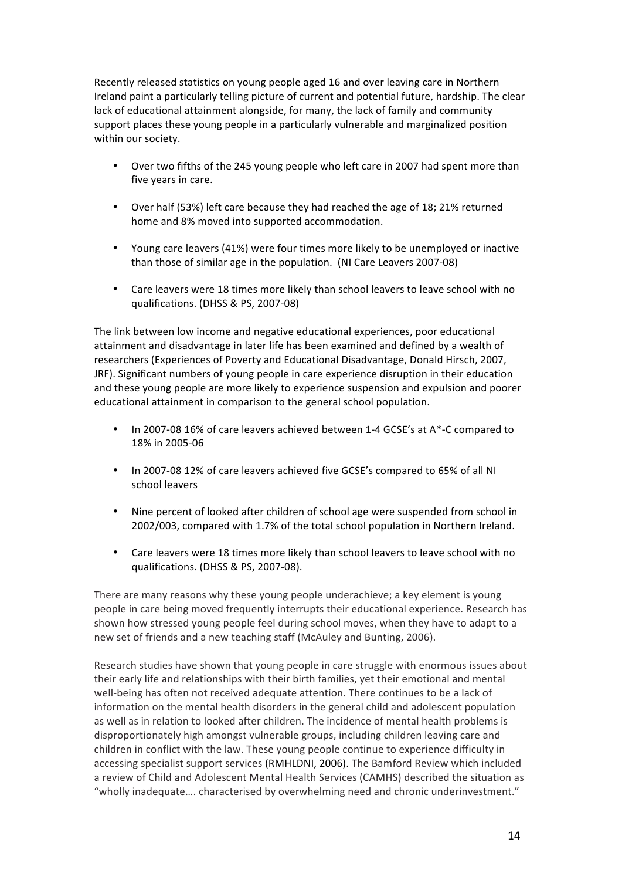Recently released statistics on young people aged 16 and over leaving care in Northern Ireland paint a particularly telling picture of current and potential future, hardship. The clear lack of educational attainment alongside, for many, the lack of family and community support places these young people in a particularly vulnerable and marginalized position within our society.

- Over two fifths of the 245 young people who left care in 2007 had spent more than five years in care.
- Over half (53%) left care because they had reached the age of 18; 21% returned home and 8% moved into supported accommodation.
- Young care leavers (41%) were four times more likely to be unemployed or inactive than those of similar age in the population. (NI Care Leavers 2007-08)
- Care leavers were 18 times more likely than school leavers to leave school with no qualifications. (DHSS & PS, 2007-08)

The link between low income and negative educational experiences, poor educational attainment and disadvantage in later life has been examined and defined by a wealth of researchers (Experiences of Poverty and Educational Disadvantage, Donald Hirsch, 2007, JRF). Significant numbers of young people in care experience disruption in their education and these young people are more likely to experience suspension and expulsion and poorer educational attainment in comparison to the general school population.

- In 2007-08 16% of care leavers achieved between 1-4 GCSE's at A*-C compared to 18% in 2005-06
- In 2007-08 12% of care leavers achieved five GCSE's compared to 65% of all NI school leavers
- Nine percent of looked after children of school age were suspended from school in 2002/003, compared with 1.7% of the total school population in Northern Ireland.
- Care leavers were 18 times more likely than school leavers to leave school with no qualifications. (DHSS & PS, 2007-08).

There are many reasons why these young people underachieve; a key element is young people in care being moved frequently interrupts their educational experience. Research has shown how stressed young people feel during school moves, when they have to adapt to a new set of friends and a new teaching staff (McAuley and Bunting, 2006).

Research studies have shown that young people in care struggle with enormous issues about their early life and relationships with their birth families, yet their emotional and mental well-being has often not received adequate attention. There continues to be a lack of information on the mental health disorders in the general child and adolescent population as well as in relation to looked after children. The incidence of mental health problems is disproportionately high amongst vulnerable groups, including children leaving care and children in conflict with the law. These young people continue to experience difficulty in accessing specialist support services (RMHLDNI, 2006). The Bamford Review which included a review of Child and Adolescent Mental Health Services (CAMHS) described the situation as "wholly inadequate…. characterised by overwhelming need and chronic underinvestment."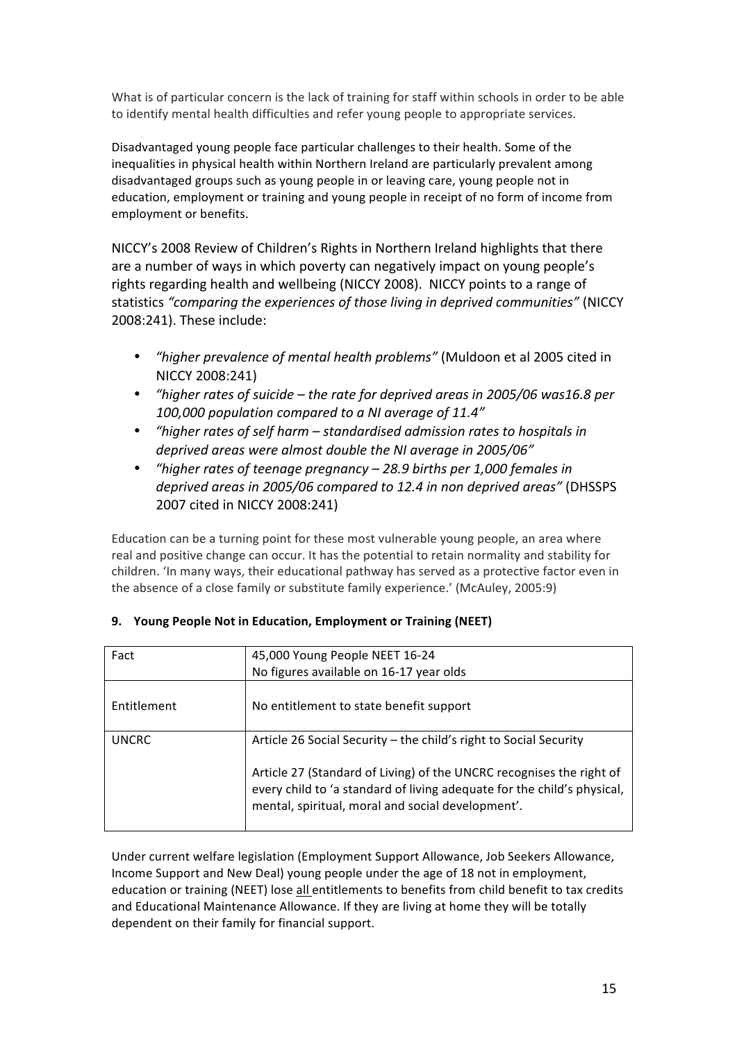What is of particular concern is the lack of training for staff within schools in order to be able to identify mental health difficulties and refer young people to appropriate services.

Disadvantaged young people face particular challenges to their health. Some of the inequalities in physical health within Northern Ireland are particularly prevalent among disadvantaged groups such as young people in or leaving care, young people not in education, employment or training and young people in receipt of no form of income from employment or benefits.

NICCY's 2008 Review of Children's Rights in Northern Ireland highlights that there are a number of ways in which poverty can negatively impact on young people's rights regarding health and wellbeing (NICCY 2008). NICCY points to a range of statistics *"comparing the experiences of those living in deprived communities"* (NICCY 2008:241). These include:

- *"higher prevalence of mental health problems"* (Muldoon et al 2005 cited in NICCY 2008:241)
- *"higher rates of suicide – the rate for deprived areas in 2005/06 was16.8 per 100,000 population compared to a NI average of 11.4"*
- *"higher rates of self harm – standardised admission rates to hospitals in deprived areas were almost double the NI average in 2005/06"*
- *"higher rates of teenage pregnancy – 28.9 births per 1,000 females in deprived areas in 2005/06 compared to 12.4 in non deprived areas"* (DHSSPS 2007 cited in NICCY 2008:241)

Education can be a turning point for these most vulnerable young people, an area where real and positive change can occur. It has the potential to retain normality and stability for children. 'In many ways, their educational pathway has served as a protective factor even in the absence of a close family or substitute family experience.' (McAuley, 2005:9)

## 9. Young People Not in Education, Employment or Training (NEET)

| Fact | 45,000 Young People NEET 16-24<br>No figures available on 16-17 year olds |
|---|---|
| Entitlement | No entitlement to state benefit support |
| UNCRC | Article 26 Social Security – the child's right to Social Security<br><br>Article 27 (Standard of Living) of the UNCRC recognises the right of every child to 'a standard of living adequate for the child's physical, mental, spiritual, moral and social development'. |

Under current welfare legislation (Employment Support Allowance, Job Seekers Allowance, Income Support and New Deal) young people under the age of 18 not in employment, education or training (NEET) lose all entitlements to benefits from child benefit to tax credits and Educational Maintenance Allowance. If they are living at home they will be totally dependent on their family for financial support.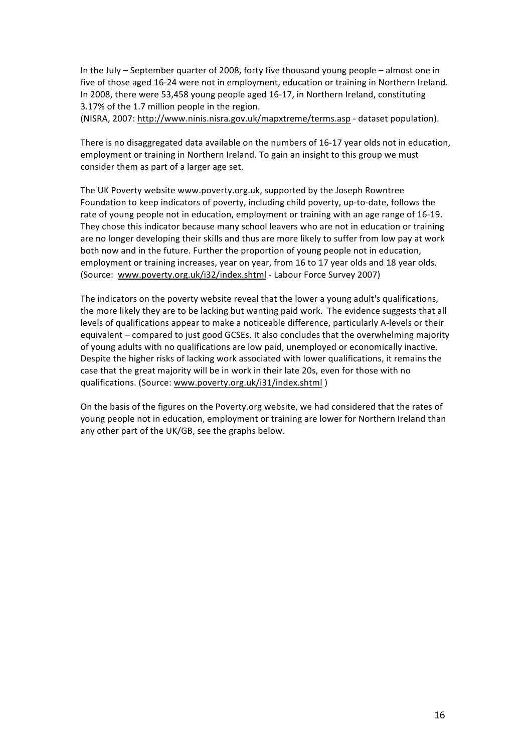In the July – September quarter of 2008, forty five thousand young people – almost one in five of those aged 16-24 were not in employment, education or training in Northern Ireland. In 2008, there were 53,458 young people aged 16-17, in Northern Ireland, constituting 3.17% of the 1.7 million people in the region.
(NISRA, 2007: http://www.ninis.nisra.gov.uk/mapxtreme/terms.asp - dataset population).

There is no disaggregated data available on the numbers of 16-17 year olds not in education, employment or training in Northern Ireland. To gain an insight to this group we must consider them as part of a larger age set.

The UK Poverty website www.poverty.org.uk, supported by the Joseph Rowntree Foundation to keep indicators of poverty, including child poverty, up-to-date, follows the rate of young people not in education, employment or training with an age range of 16-19. They chose this indicator because many school leavers who are not in education or training are no longer developing their skills and thus are more likely to suffer from low pay at work both now and in the future. Further the proportion of young people not in education, employment or training increases, year on year, from 16 to 17 year olds and 18 year olds. (Source: www.poverty.org.uk/i32/index.shtml - Labour Force Survey 2007)

The indicators on the poverty website reveal that the lower a young adult's qualifications, the more likely they are to be lacking but wanting paid work. The evidence suggests that all levels of qualifications appear to make a noticeable difference, particularly A-levels or their equivalent – compared to just good GCSEs. It also concludes that the overwhelming majority of young adults with no qualifications are low paid, unemployed or economically inactive. Despite the higher risks of lacking work associated with lower qualifications, it remains the case that the great majority will be in work in their late 20s, even for those with no qualifications. (Source: www.poverty.org.uk/i31/index.shtml )

On the basis of the figures on the Poverty.org website, we had considered that the rates of young people not in education, employment or training are lower for Northern Ireland than any other part of the UK/GB, see the graphs below.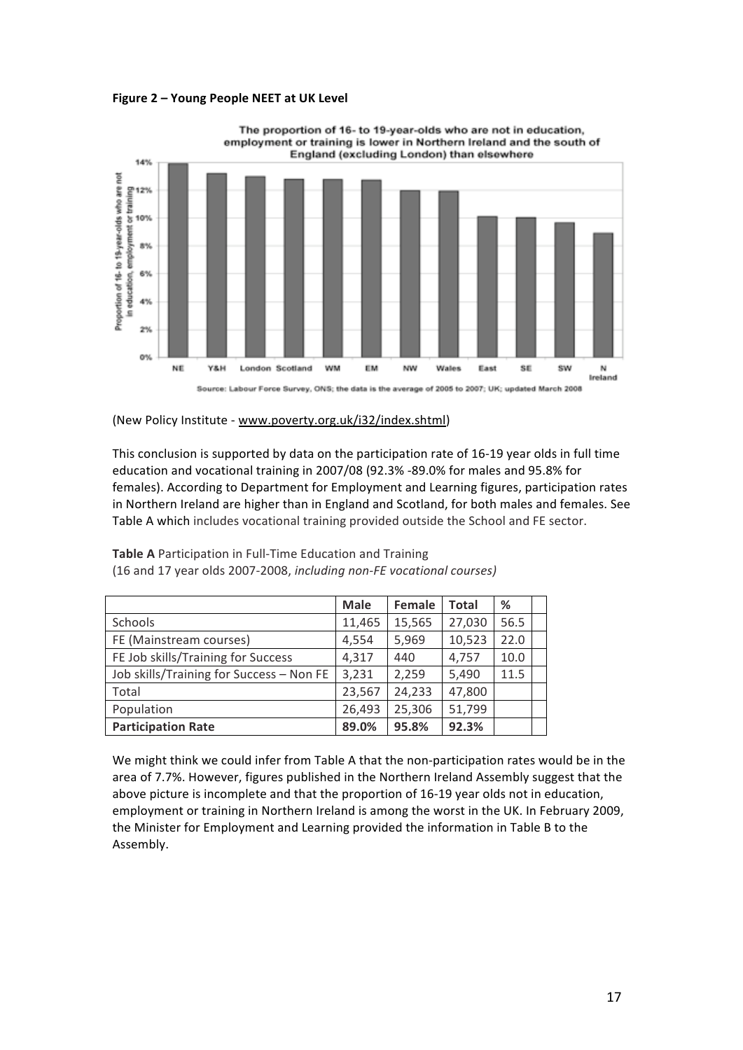**Figure 2 – Young People NEET at UK Level**

(New Policy Institute - www.poverty.org.uk/i32/index.shtml)

This conclusion is supported by data on the participation rate of 16-19 year olds in full time education and vocational training in 2007/08 (92.3% -89.0% for males and 95.8% for females). According to Department for Employment and Learning figures, participation rates in Northern Ireland are higher than in England and Scotland, for both males and females. See Table A which includes vocational training provided outside the School and FE sector.

**Table A** Participation in Full-Time Education and Training
(16 and 17 year olds 2007-2008, *including non-FE vocational courses)*

| | Male | Female | Total | % | |
|---|---|---|---|---|---|
| Schools | 11,465 | 15,565 | 27,030 | 56.5 | |
| FE (Mainstream courses) | 4,554 | 5,969 | 10,523 | 22.0 | |
| FE Job skills/Training for Success | 4,317 | 440 | 4,757 | 10.0 | |
| Job skills/Training for Success – Non FE | 3,231 | 2,259 | 5,490 | 11.5 | |
| Total | 23,567 | 24,233 | 47,800 | | |
| Population | 26,493 | 25,306 | 51,799 | | |
| **Participation Rate** | **89.0%** | **95.8%** | **92.3%** | | |

We might think we could infer from Table A that the non-participation rates would be in the area of 7.7%. However, figures published in the Northern Ireland Assembly suggest that the above picture is incomplete and that the proportion of 16-19 year olds not in education, employment or training in Northern Ireland is among the worst in the UK. In February 2009, the Minister for Employment and Learning provided the information in Table B to the Assembly.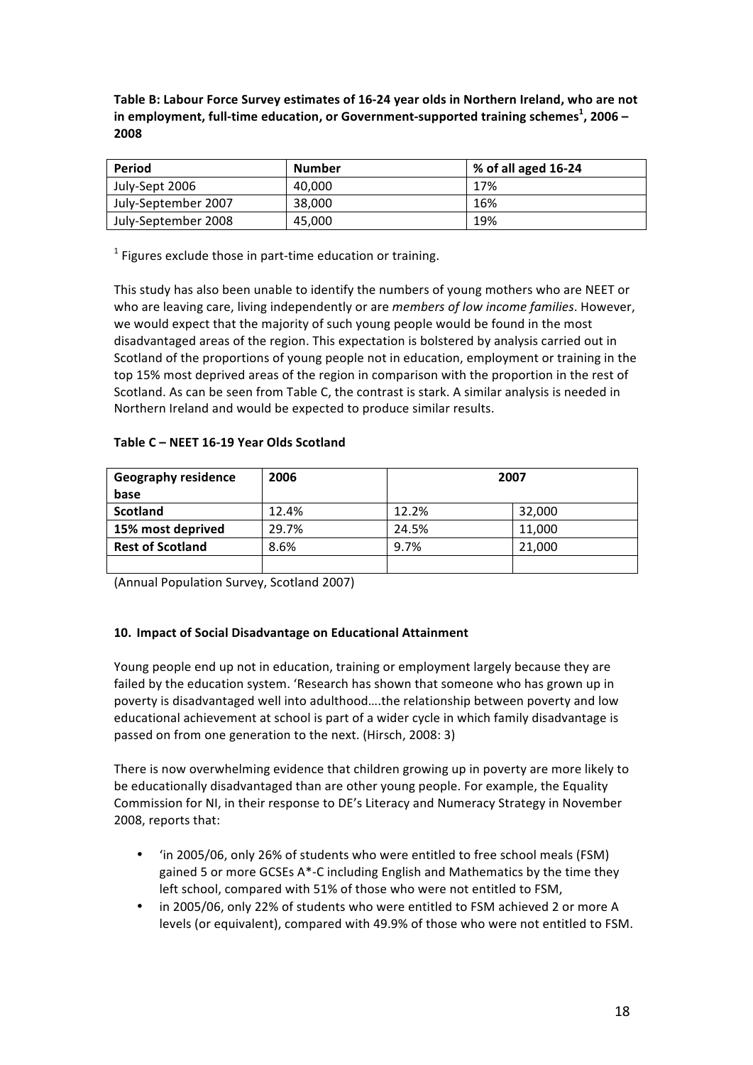**Table B: Labour Force Survey estimates of 16-24 year olds in Northern Ireland, who are not in employment, full-time education, or Government-supported training schemes[1], 2006 – 2008**

| Period | Number | % of all aged 16-24 |
|---|---|---|
| July-Sept 2006 | 40,000 | 17% |
| July-September 2007 | 38,000 | 16% |
| July-September 2008 | 45,000 | 19% |

[1] Figures exclude those in part-time education or training.

This study has also been unable to identify the numbers of young mothers who are NEET or who are leaving care, living independently or are *members of low income families*. However, we would expect that the majority of such young people would be found in the most disadvantaged areas of the region. This expectation is bolstered by analysis carried out in Scotland of the proportions of young people not in education, employment or training in the top 15% most deprived areas of the region in comparison with the proportion in the rest of Scotland. As can be seen from Table C, the contrast is stark. A similar analysis is needed in Northern Ireland and would be expected to produce similar results.

**Table C – NEET 16-19 Year Olds Scotland**

| Geography residence base | 2006 | 2007 | |
|---|---|---|---|
| **Scotland** | 12.4% | 12.2% | 32,000 |
| **15% most deprived** | 29.7% | 24.5% | 11,000 |
| **Rest of Scotland** | 8.6% | 9.7% | 21,000 |
| | | | |

(Annual Population Survey, Scotland 2007)

### 10. Impact of Social Disadvantage on Educational Attainment

Young people end up not in education, training or employment largely because they are failed by the education system. 'Research has shown that someone who has grown up in poverty is disadvantaged well into adulthood….the relationship between poverty and low educational achievement at school is part of a wider cycle in which family disadvantage is passed on from one generation to the next. (Hirsch, 2008: 3)

There is now overwhelming evidence that children growing up in poverty are more likely to be educationally disadvantaged than are other young people. For example, the Equality Commission for NI, in their response to DE's Literacy and Numeracy Strategy in November 2008, reports that:

- 'in 2005/06, only 26% of students who were entitled to free school meals (FSM) gained 5 or more GCSEs A*-C including English and Mathematics by the time they left school, compared with 51% of those who were not entitled to FSM,
- in 2005/06, only 22% of students who were entitled to FSM achieved 2 or more A levels (or equivalent), compared with 49.9% of those who were not entitled to FSM.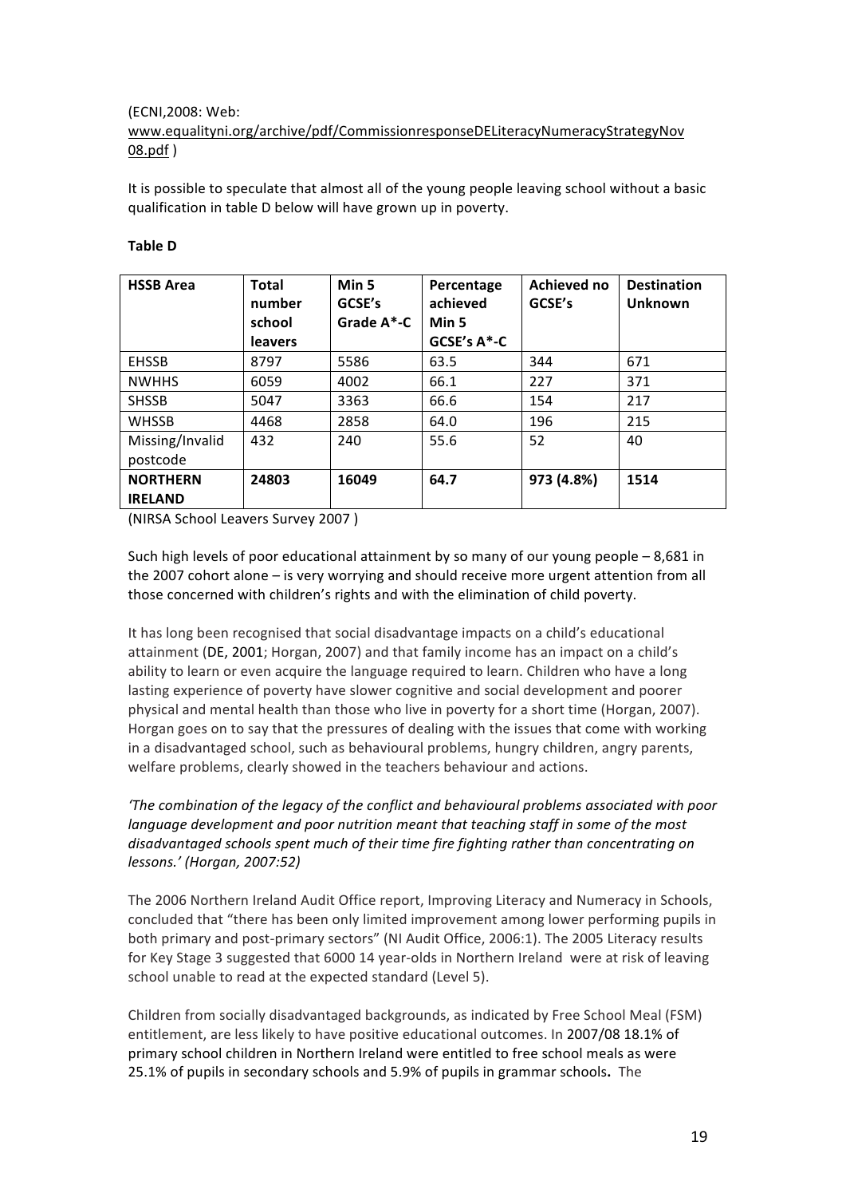(ECNI,2008: Web:
www.equalityni.org/archive/pdf/CommissionresponseDELiteracyNumeracyStrategyNov08.pdf )

It is possible to speculate that almost all of the young people leaving school without a basic qualification in table D below will have grown up in poverty.

**Table D**

| HSSB Area | Total number school leavers | Min 5 GCSE's Grade A*-C | Percentage achieved Min 5 GCSE's A*-C | Achieved no GCSE's | Destination Unknown |
|---|---|---|---|---|---|
| EHSSB | 8797 | 5586 | 63.5 | 344 | 671 |
| NWHHS | 6059 | 4002 | 66.1 | 227 | 371 |
| SHSSB | 5047 | 3363 | 66.6 | 154 | 217 |
| WHSSB | 4468 | 2858 | 64.0 | 196 | 215 |
| Missing/Invalid postcode | 432 | 240 | 55.6 | 52 | 40 |
| **NORTHERN IRELAND** | **24803** | **16049** | **64.7** | **973 (4.8%)** | **1514** |

(NIRSA School Leavers Survey 2007 )

Such high levels of poor educational attainment by so many of our young people – 8,681 in the 2007 cohort alone – is very worrying and should receive more urgent attention from all those concerned with children's rights and with the elimination of child poverty.

It has long been recognised that social disadvantage impacts on a child's educational attainment (DE, 2001; Horgan, 2007) and that family income has an impact on a child's ability to learn or even acquire the language required to learn. Children who have a long lasting experience of poverty have slower cognitive and social development and poorer physical and mental health than those who live in poverty for a short time (Horgan, 2007). Horgan goes on to say that the pressures of dealing with the issues that come with working in a disadvantaged school, such as behavioural problems, hungry children, angry parents, welfare problems, clearly showed in the teachers behaviour and actions.

*'The combination of the legacy of the conflict and behavioural problems associated with poor language development and poor nutrition meant that teaching staff in some of the most disadvantaged schools spent much of their time fire fighting rather than concentrating on lessons.' (Horgan, 2007:52)*

The 2006 Northern Ireland Audit Office report, Improving Literacy and Numeracy in Schools, concluded that "there has been only limited improvement among lower performing pupils in both primary and post-primary sectors" (NI Audit Office, 2006:1). The 2005 Literacy results for Key Stage 3 suggested that 6000 14 year-olds in Northern Ireland were at risk of leaving school unable to read at the expected standard (Level 5).

Children from socially disadvantaged backgrounds, as indicated by Free School Meal (FSM) entitlement, are less likely to have positive educational outcomes. In 2007/08 18.1% of primary school children in Northern Ireland were entitled to free school meals as were 25.1% of pupils in secondary schools and 5.9% of pupils in grammar schools**.** The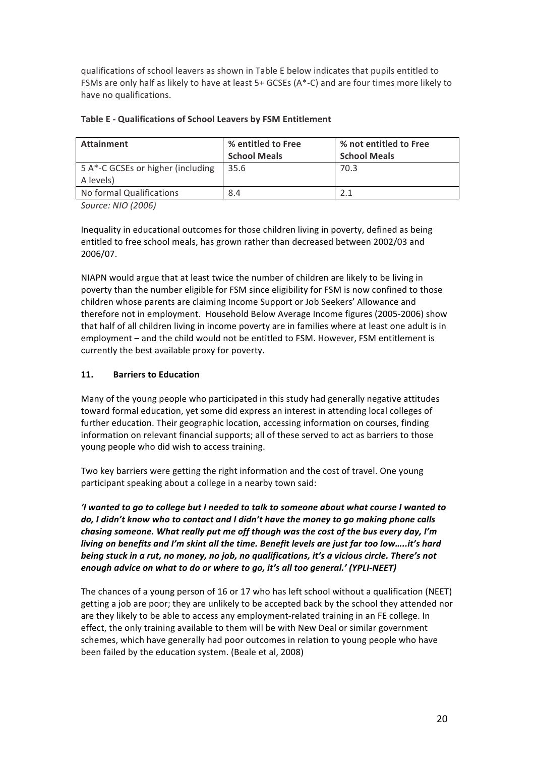qualifications of school leavers as shown in Table E below indicates that pupils entitled to FSMs are only half as likely to have at least 5+ GCSEs (A*-C) and are four times more likely to have no qualifications.

**Table E - Qualifications of School Leavers by FSM Entitlement**

| Attainment | % entitled to Free School Meals | % not entitled to Free School Meals |
|---|---|---|
| 5 A*-C GCSEs or higher (including A levels) | 35.6 | 70.3 |
| No formal Qualifications | 8.4 | 2.1 |

*Source: NIO (2006)*

Inequality in educational outcomes for those children living in poverty, defined as being entitled to free school meals, has grown rather than decreased between 2002/03 and 2006/07.

NIAPN would argue that at least twice the number of children are likely to be living in poverty than the number eligible for FSM since eligibility for FSM is now confined to those children whose parents are claiming Income Support or Job Seekers' Allowance and therefore not in employment. Household Below Average Income figures (2005-2006) show that half of all children living in income poverty are in families where at least one adult is in employment – and the child would not be entitled to FSM. However, FSM entitlement is currently the best available proxy for poverty.

## 11. Barriers to Education

Many of the young people who participated in this study had generally negative attitudes toward formal education, yet some did express an interest in attending local colleges of further education. Their geographic location, accessing information on courses, finding information on relevant financial supports; all of these served to act as barriers to those young people who did wish to access training.

Two key barriers were getting the right information and the cost of travel. One young participant speaking about a college in a nearby town said:

***'I wanted to go to college but I needed to talk to someone about what course I wanted to do, I didn't know who to contact and I didn't have the money to go making phone calls chasing someone. What really put me off though was the cost of the bus every day, I'm living on benefits and I'm skint all the time. Benefit levels are just far too low…..it's hard being stuck in a rut, no money, no job, no qualifications, it's a vicious circle. There's not enough advice on what to do or where to go, it's all too general.' (YPLI-NEET)***

The chances of a young person of 16 or 17 who has left school without a qualification (NEET) getting a job are poor; they are unlikely to be accepted back by the school they attended nor are they likely to be able to access any employment-related training in an FE college. In effect, the only training available to them will be with New Deal or similar government schemes, which have generally had poor outcomes in relation to young people who have been failed by the education system. (Beale et al, 2008)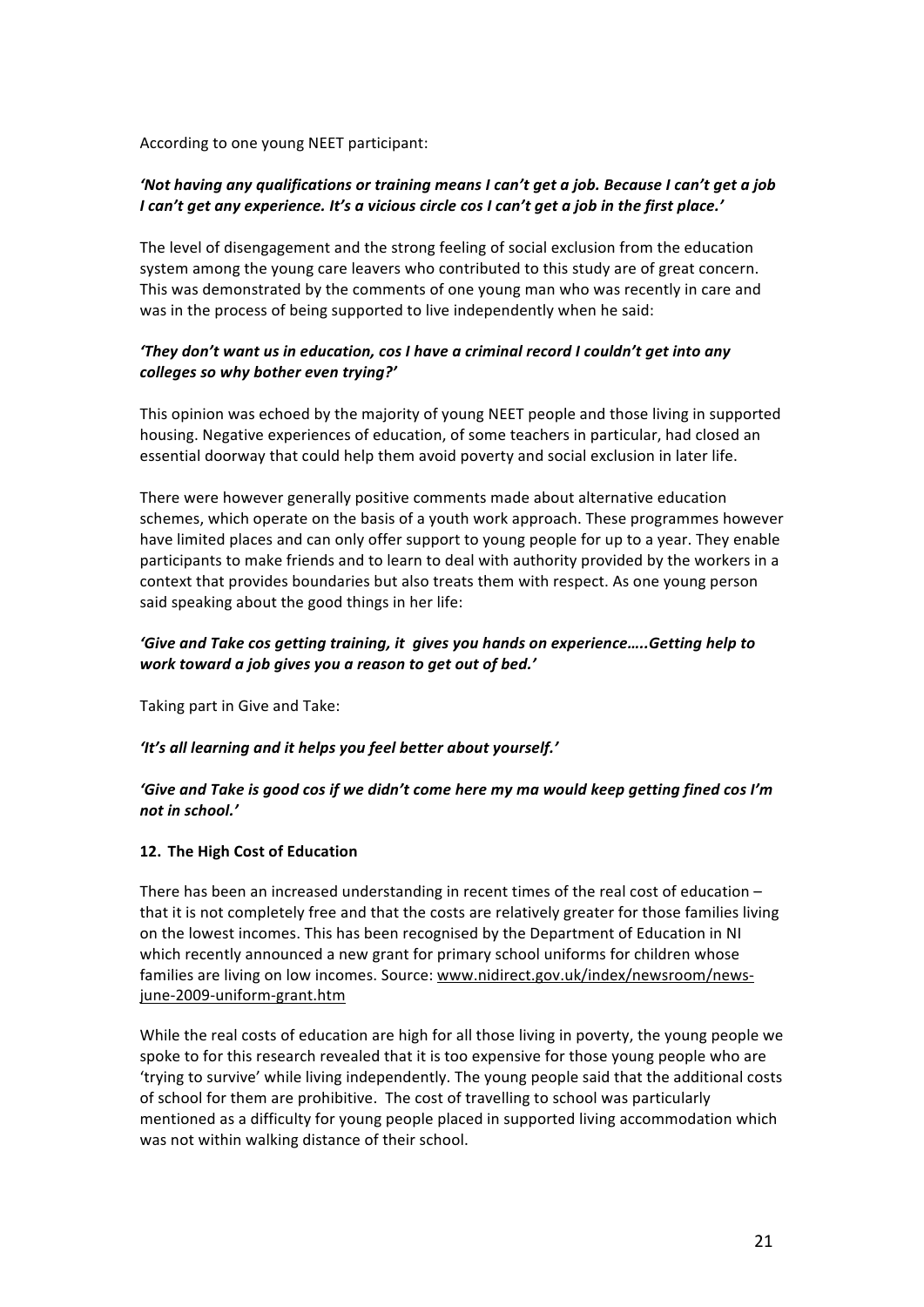According to one young NEET participant:

***'Not having any qualifications or training means I can't get a job. Because I can't get a job I can't get any experience. It's a vicious circle cos I can't get a job in the first place.'***

The level of disengagement and the strong feeling of social exclusion from the education system among the young care leavers who contributed to this study are of great concern. This was demonstrated by the comments of one young man who was recently in care and was in the process of being supported to live independently when he said:

***'They don't want us in education, cos I have a criminal record I couldn't get into any colleges so why bother even trying?'***

This opinion was echoed by the majority of young NEET people and those living in supported housing. Negative experiences of education, of some teachers in particular, had closed an essential doorway that could help them avoid poverty and social exclusion in later life.

There were however generally positive comments made about alternative education schemes, which operate on the basis of a youth work approach. These programmes however have limited places and can only offer support to young people for up to a year. They enable participants to make friends and to learn to deal with authority provided by the workers in a context that provides boundaries but also treats them with respect. As one young person said speaking about the good things in her life:

***'Give and Take cos getting training, it gives you hands on experience…..Getting help to work toward a job gives you a reason to get out of bed.'***

Taking part in Give and Take:

***'It's all learning and it helps you feel better about yourself.'***

***'Give and Take is good cos if we didn't come here my ma would keep getting fined cos I'm not in school.'***

**12. The High Cost of Education**

There has been an increased understanding in recent times of the real cost of education – that it is not completely free and that the costs are relatively greater for those families living on the lowest incomes. This has been recognised by the Department of Education in NI which recently announced a new grant for primary school uniforms for children whose families are living on low incomes. Source: www.nidirect.gov.uk/index/newsroom/news-june-2009-uniform-grant.htm

While the real costs of education are high for all those living in poverty, the young people we spoke to for this research revealed that it is too expensive for those young people who are 'trying to survive' while living independently. The young people said that the additional costs of school for them are prohibitive. The cost of travelling to school was particularly mentioned as a difficulty for young people placed in supported living accommodation which was not within walking distance of their school.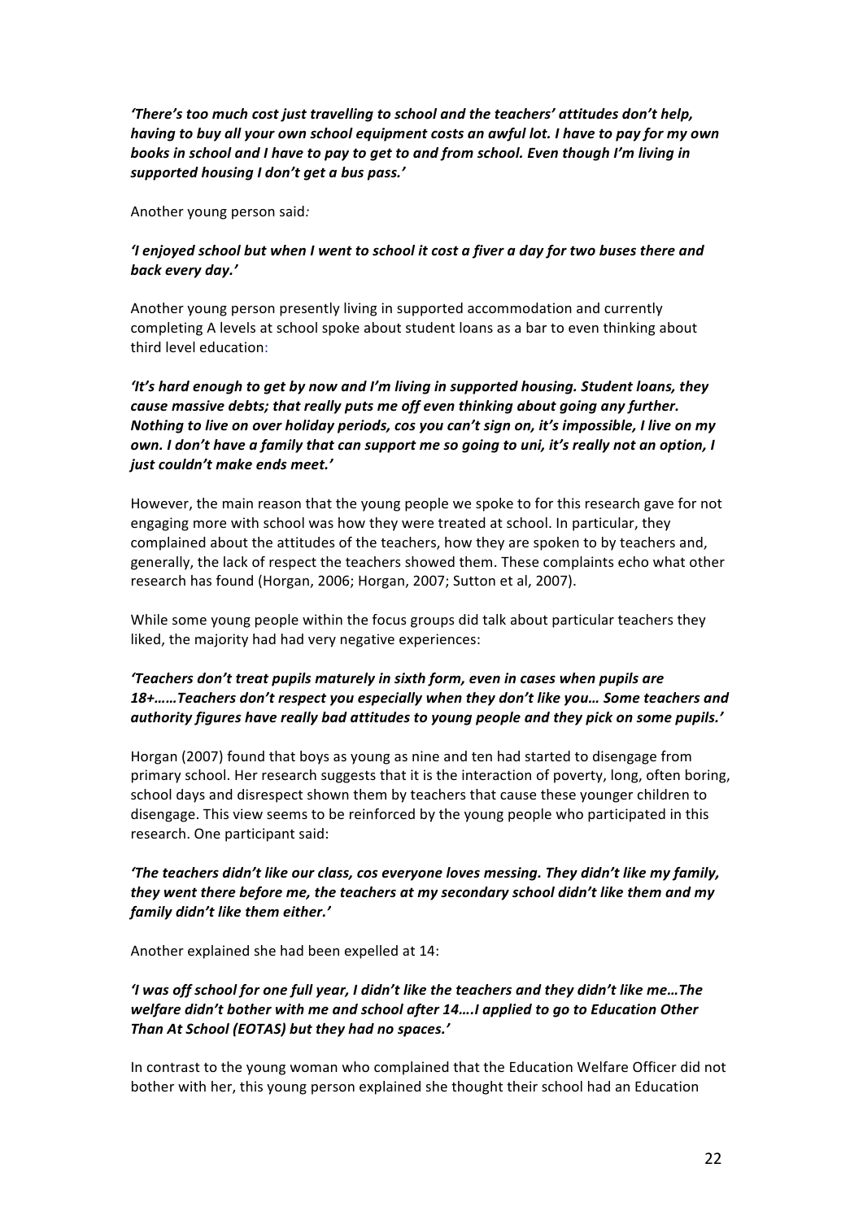***'There's too much cost just travelling to school and the teachers' attitudes don't help, having to buy all your own school equipment costs an awful lot. I have to pay for my own books in school and I have to pay to get to and from school. Even though I'm living in supported housing I don't get a bus pass.'***

Another young person said*:*

***'I enjoyed school but when I went to school it cost a fiver a day for two buses there and back every day.'***

Another young person presently living in supported accommodation and currently completing A levels at school spoke about student loans as a bar to even thinking about third level education:

***'It's hard enough to get by now and I'm living in supported housing. Student loans, they cause massive debts; that really puts me off even thinking about going any further. Nothing to live on over holiday periods, cos you can't sign on, it's impossible, I live on my own. I don't have a family that can support me so going to uni, it's really not an option, I just couldn't make ends meet.'***

However, the main reason that the young people we spoke to for this research gave for not engaging more with school was how they were treated at school. In particular, they complained about the attitudes of the teachers, how they are spoken to by teachers and, generally, the lack of respect the teachers showed them. These complaints echo what other research has found (Horgan, 2006; Horgan, 2007; Sutton et al, 2007).

While some young people within the focus groups did talk about particular teachers they liked, the majority had had very negative experiences:

***'Teachers don't treat pupils maturely in sixth form, even in cases when pupils are 18+……Teachers don't respect you especially when they don't like you… Some teachers and authority figures have really bad attitudes to young people and they pick on some pupils.'***

Horgan (2007) found that boys as young as nine and ten had started to disengage from primary school. Her research suggests that it is the interaction of poverty, long, often boring, school days and disrespect shown them by teachers that cause these younger children to disengage. This view seems to be reinforced by the young people who participated in this research. One participant said:

***'The teachers didn't like our class, cos everyone loves messing. They didn't like my family, they went there before me, the teachers at my secondary school didn't like them and my family didn't like them either.'***

Another explained she had been expelled at 14:

***'I was off school for one full year, I didn't like the teachers and they didn't like me…The welfare didn't bother with me and school after 14….I applied to go to Education Other Than At School (EOTAS) but they had no spaces.'***

In contrast to the young woman who complained that the Education Welfare Officer did not bother with her, this young person explained she thought their school had an Education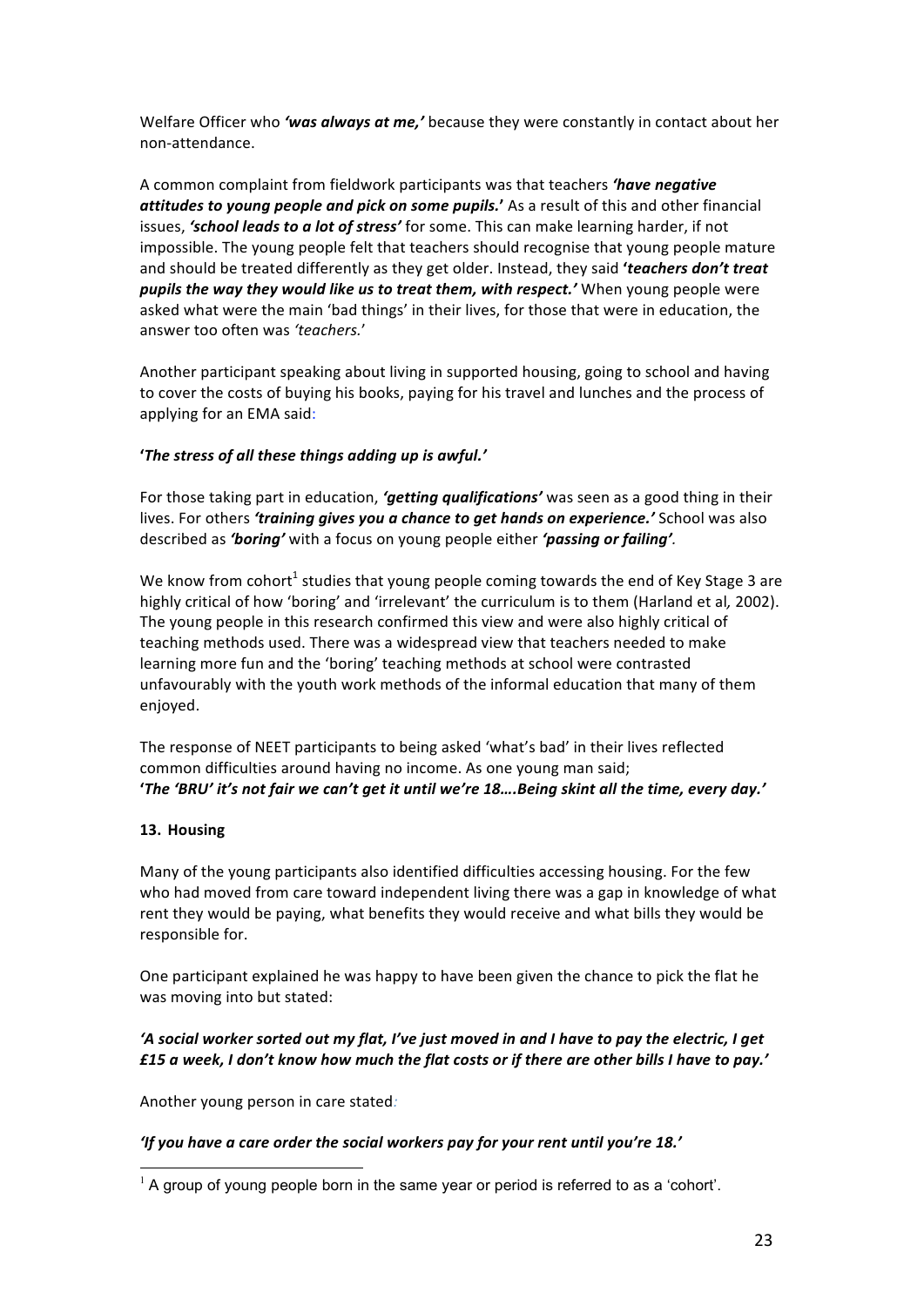Welfare Officer who ***'was always at me,'*** because they were constantly in contact about her non-attendance.

A common complaint from fieldwork participants was that teachers ***'have negative attitudes to young people and pick on some pupils.'*** As a result of this and other financial issues, ***'school leads to a lot of stress'*** for some. This can make learning harder, if not impossible. The young people felt that teachers should recognise that young people mature and should be treated differently as they get older. Instead, they said ***'teachers don't treat pupils the way they would like us to treat them, with respect.'*** When young people were asked what were the main 'bad things' in their lives, for those that were in education, the answer too often was *'teachers.'*

Another participant speaking about living in supported housing, going to school and having to cover the costs of buying his books, paying for his travel and lunches and the process of applying for an EMA said:

***'The stress of all these things adding up is awful.'***

For those taking part in education, ***'getting qualifications'*** was seen as a good thing in their lives. For others ***'training gives you a chance to get hands on experience.'*** School was also described as ***'boring'*** with a focus on young people either ***'passing or failing'***.

We know from cohort[1] studies that young people coming towards the end of Key Stage 3 are highly critical of how 'boring' and 'irrelevant' the curriculum is to them (Harland et al*,* 2002). The young people in this research confirmed this view and were also highly critical of teaching methods used. There was a widespread view that teachers needed to make learning more fun and the 'boring' teaching methods at school were contrasted unfavourably with the youth work methods of the informal education that many of them enjoyed.

The response of NEET participants to being asked 'what's bad' in their lives reflected common difficulties around having no income. As one young man said;
***'The 'BRU' it's not fair we can't get it until we're 18….Being skint all the time, every day.'***

**13. Housing**

Many of the young participants also identified difficulties accessing housing. For the few who had moved from care toward independent living there was a gap in knowledge of what rent they would be paying, what benefits they would receive and what bills they would be responsible for.

One participant explained he was happy to have been given the chance to pick the flat he was moving into but stated:

***'A social worker sorted out my flat, I've just moved in and I have to pay the electric, I get £15 a week, I don't know how much the flat costs or if there are other bills I have to pay.'***

Another young person in care stated:

***'If you have a care order the social workers pay for your rent until you're 18.'***

[1] A group of young people born in the same year or period is referred to as a 'cohort'.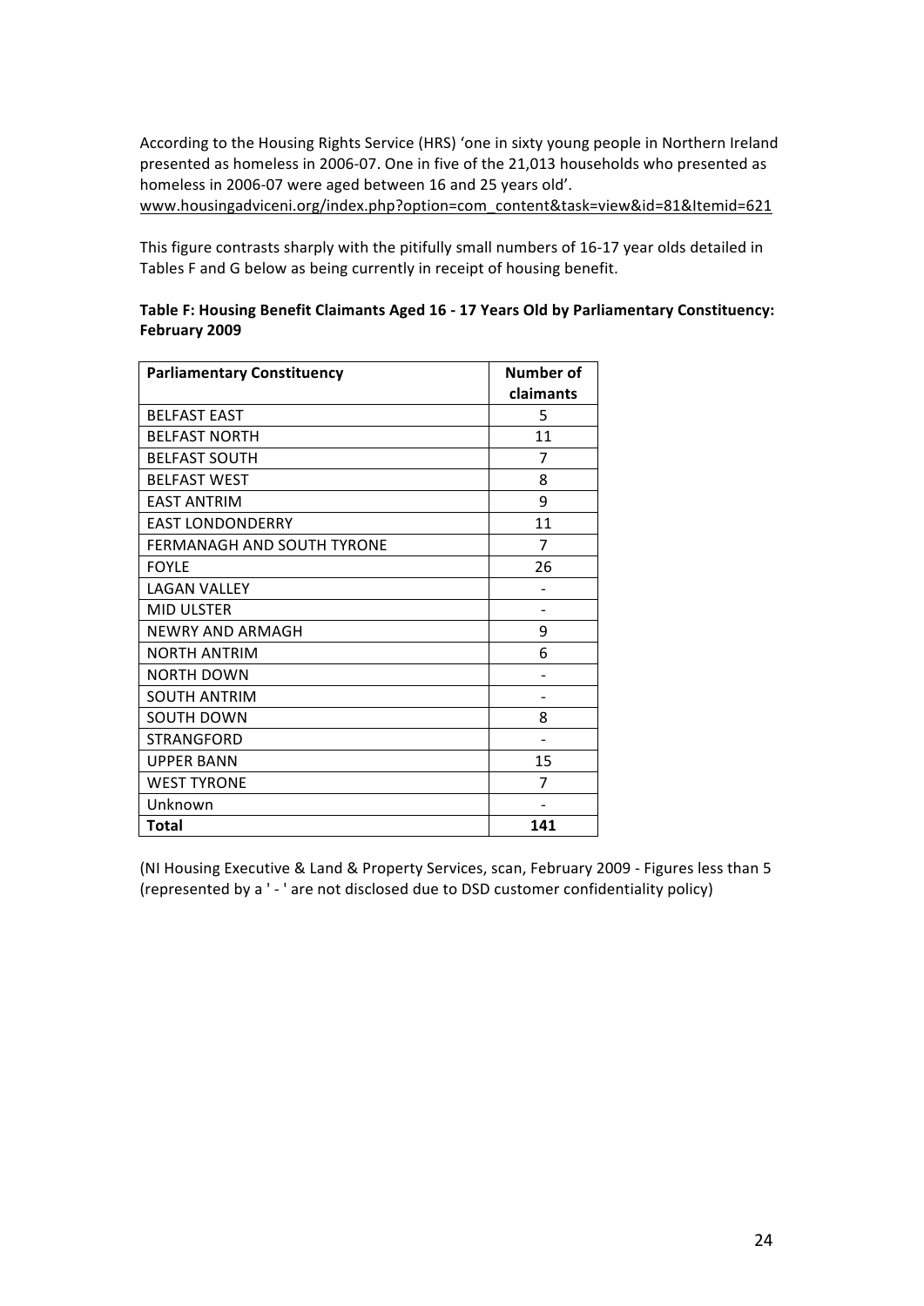According to the Housing Rights Service (HRS) 'one in sixty young people in Northern Ireland presented as homeless in 2006-07. One in five of the 21,013 households who presented as homeless in 2006-07 were aged between 16 and 25 years old'.
www.housingadviceni.org/index.php?option=com_content&task=view&id=81&Itemid=621

This figure contrasts sharply with the pitifully small numbers of 16-17 year olds detailed in Tables F and G below as being currently in receipt of housing benefit.

**Table F: Housing Benefit Claimants Aged 16 - 17 Years Old by Parliamentary Constituency: February 2009**

| Parliamentary Constituency | Number of claimants |
|---|---|
| BELFAST EAST | 5 |
| BELFAST NORTH | 11 |
| BELFAST SOUTH | 7 |
| BELFAST WEST | 8 |
| EAST ANTRIM | 9 |
| EAST LONDONDERRY | 11 |
| FERMANAGH AND SOUTH TYRONE | 7 |
| FOYLE | 26 |
| LAGAN VALLEY | - |
| MID ULSTER | - |
| NEWRY AND ARMAGH | 9 |
| NORTH ANTRIM | 6 |
| NORTH DOWN | - |
| SOUTH ANTRIM | - |
| SOUTH DOWN | 8 |
| STRANGFORD | - |
| UPPER BANN | 15 |
| WEST TYRONE | 7 |
| Unknown | - |
| **Total** | **141** |

(NI Housing Executive & Land & Property Services, scan, February 2009 - Figures less than 5 (represented by a ' - ' are not disclosed due to DSD customer confidentiality policy)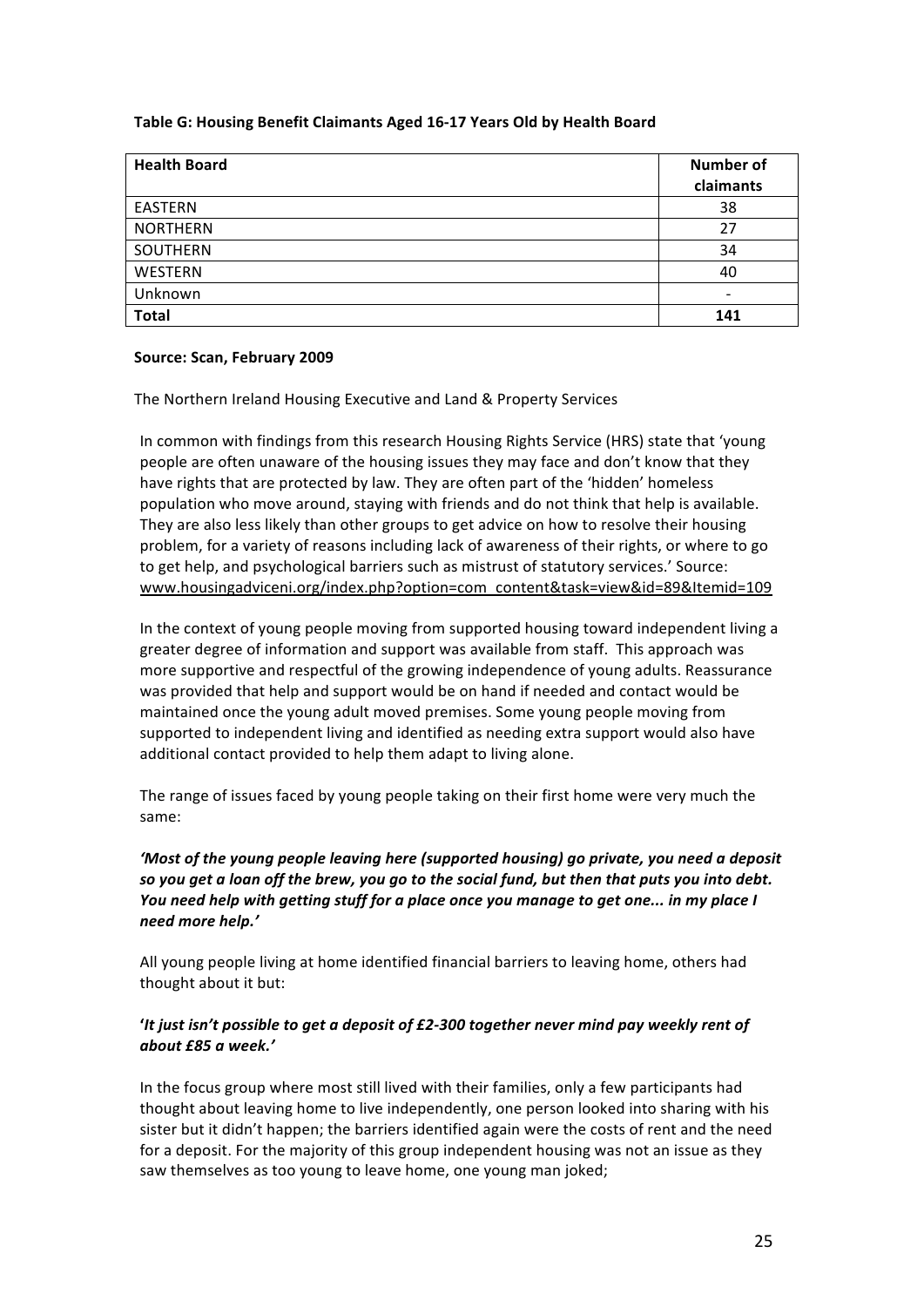**Table G: Housing Benefit Claimants Aged 16-17 Years Old by Health Board**

| Health Board | Number of claimants |
|---|---|
| EASTERN | 38 |
| NORTHERN | 27 |
| SOUTHERN | 34 |
| WESTERN | 40 |
| Unknown | - |
| **Total** | **141** |

**Source: Scan, February 2009**

The Northern Ireland Housing Executive and Land & Property Services

In common with findings from this research Housing Rights Service (HRS) state that 'young people are often unaware of the housing issues they may face and don't know that they have rights that are protected by law. They are often part of the 'hidden' homeless population who move around, staying with friends and do not think that help is available. They are also less likely than other groups to get advice on how to resolve their housing problem, for a variety of reasons including lack of awareness of their rights, or where to go to get help, and psychological barriers such as mistrust of statutory services.' Source: www.housingadviceni.org/index.php?option=com_content&task=view&id=89&Itemid=109

In the context of young people moving from supported housing toward independent living a greater degree of information and support was available from staff. This approach was more supportive and respectful of the growing independence of young adults. Reassurance was provided that help and support would be on hand if needed and contact would be maintained once the young adult moved premises. Some young people moving from supported to independent living and identified as needing extra support would also have additional contact provided to help them adapt to living alone.

The range of issues faced by young people taking on their first home were very much the same:

***'Most of the young people leaving here (supported housing) go private, you need a deposit so you get a loan off the brew, you go to the social fund, but then that puts you into debt. You need help with getting stuff for a place once you manage to get one... in my place I need more help.'***

All young people living at home identified financial barriers to leaving home, others had thought about it but:

***'It just isn't possible to get a deposit of £2-300 together never mind pay weekly rent of about £85 a week.'***

In the focus group where most still lived with their families, only a few participants had thought about leaving home to live independently, one person looked into sharing with his sister but it didn't happen; the barriers identified again were the costs of rent and the need for a deposit. For the majority of this group independent housing was not an issue as they saw themselves as too young to leave home, one young man joked;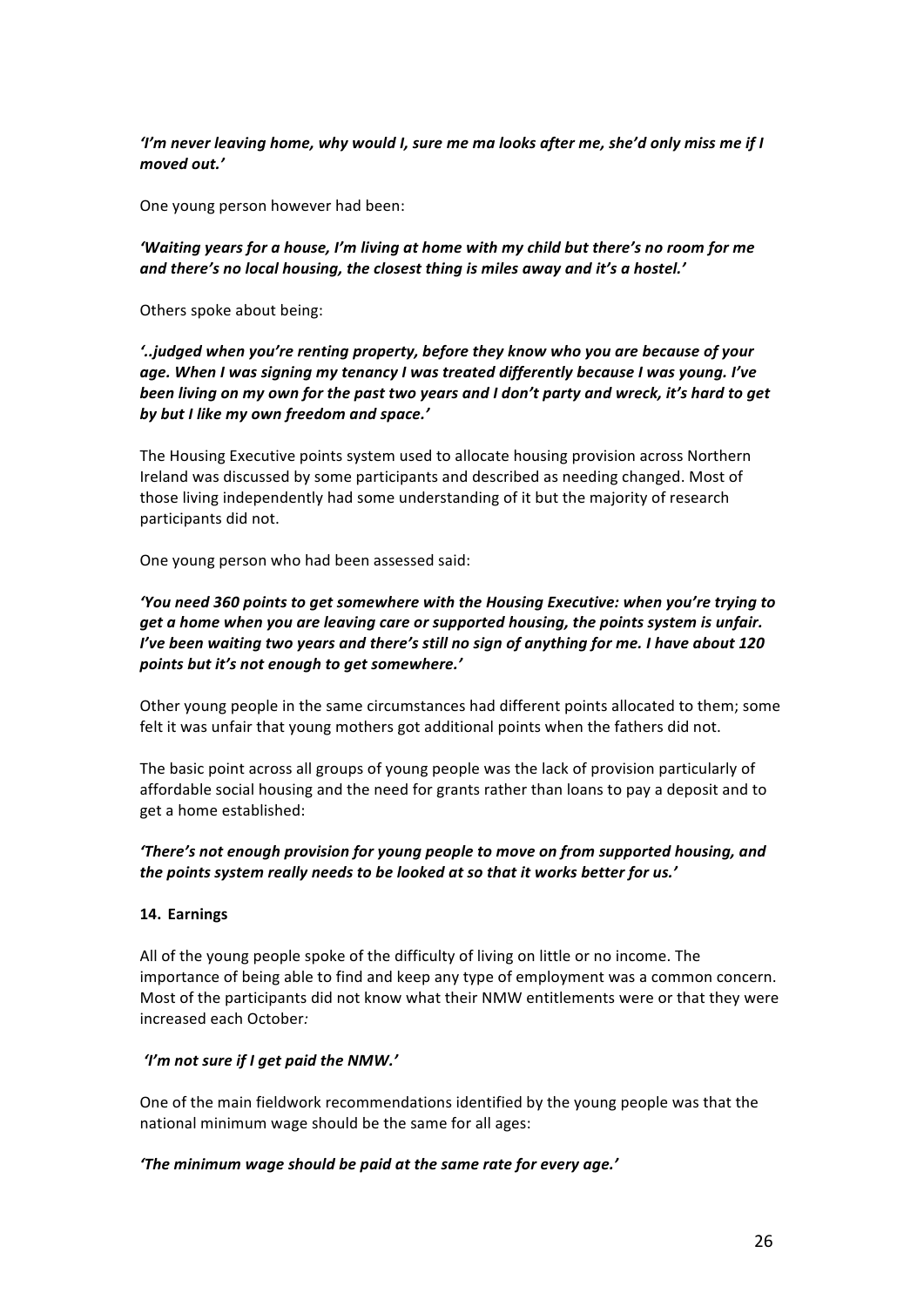***'I'm never leaving home, why would I, sure me ma looks after me, she'd only miss me if I moved out.'***

One young person however had been:

***'Waiting years for a house, I'm living at home with my child but there's no room for me and there's no local housing, the closest thing is miles away and it's a hostel.'***

Others spoke about being:

***'..judged when you're renting property, before they know who you are because of your age. When I was signing my tenancy I was treated differently because I was young. I've been living on my own for the past two years and I don't party and wreck, it's hard to get by but I like my own freedom and space.'***

The Housing Executive points system used to allocate housing provision across Northern Ireland was discussed by some participants and described as needing changed. Most of those living independently had some understanding of it but the majority of research participants did not.

One young person who had been assessed said:

***'You need 360 points to get somewhere with the Housing Executive: when you're trying to get a home when you are leaving care or supported housing, the points system is unfair. I've been waiting two years and there's still no sign of anything for me. I have about 120 points but it's not enough to get somewhere.'***

Other young people in the same circumstances had different points allocated to them; some felt it was unfair that young mothers got additional points when the fathers did not.

The basic point across all groups of young people was the lack of provision particularly of affordable social housing and the need for grants rather than loans to pay a deposit and to get a home established:

***'There's not enough provision for young people to move on from supported housing, and the points system really needs to be looked at so that it works better for us.'***

**14. Earnings**

All of the young people spoke of the difficulty of living on little or no income. The importance of being able to find and keep any type of employment was a common concern. Most of the participants did not know what their NMW entitlements were or that they were increased each October*:*

***'I'm not sure if I get paid the NMW.'***

One of the main fieldwork recommendations identified by the young people was that the national minimum wage should be the same for all ages:

***'The minimum wage should be paid at the same rate for every age.'***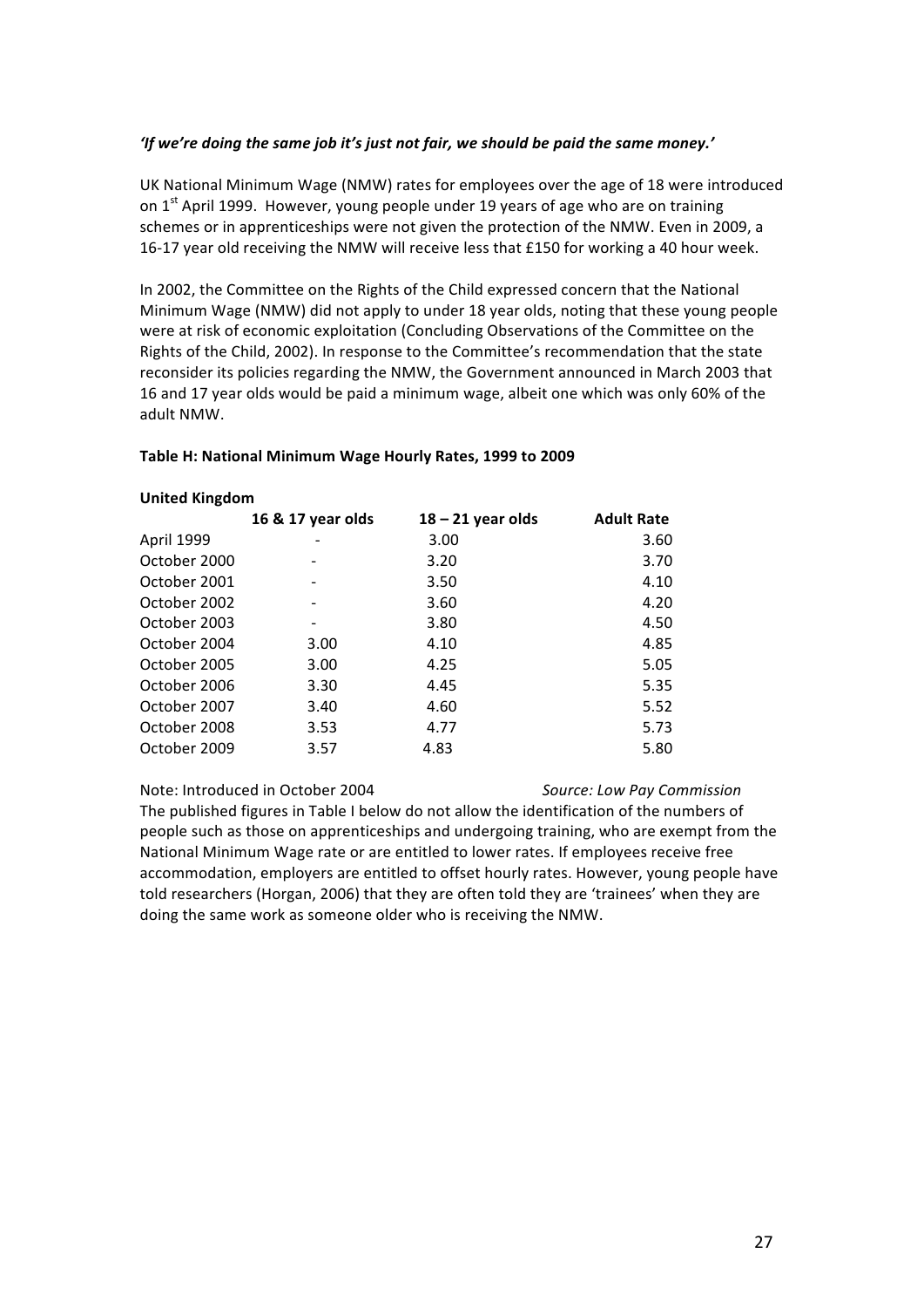***'If we're doing the same job it's just not fair, we should be paid the same money.'***

UK National Minimum Wage (NMW) rates for employees over the age of 18 were introduced on 1st April 1999. However, young people under 19 years of age who are on training schemes or in apprenticeships were not given the protection of the NMW. Even in 2009, a 16-17 year old receiving the NMW will receive less that £150 for working a 40 hour week.

In 2002, the Committee on the Rights of the Child expressed concern that the National Minimum Wage (NMW) did not apply to under 18 year olds, noting that these young people were at risk of economic exploitation (Concluding Observations of the Committee on the Rights of the Child, 2002). In response to the Committee's recommendation that the state reconsider its policies regarding the NMW, the Government announced in March 2003 that 16 and 17 year olds would be paid a minimum wage, albeit one which was only 60% of the adult NMW.

**Table H: National Minimum Wage Hourly Rates, 1999 to 2009**

**United Kingdom**

| | 16 & 17 year olds | 18 – 21 year olds | Adult Rate |
|---|---|---|---|
| April 1999 | - | 3.00 | 3.60 |
| October 2000 | - | 3.20 | 3.70 |
| October 2001 | - | 3.50 | 4.10 |
| October 2002 | - | 3.60 | 4.20 |
| October 2003 | - | 3.80 | 4.50 |
| October 2004 | 3.00 | 4.10 | 4.85 |
| October 2005 | 3.00 | 4.25 | 5.05 |
| October 2006 | 3.30 | 4.45 | 5.35 |
| October 2007 | 3.40 | 4.60 | 5.52 |
| October 2008 | 3.53 | 4.77 | 5.73 |
| October 2009 | 3.57 | 4.83 | 5.80 |

Note: Introduced in October 2004 *Source: Low Pay Commission*

The published figures in Table I below do not allow the identification of the numbers of people such as those on apprenticeships and undergoing training, who are exempt from the National Minimum Wage rate or are entitled to lower rates. If employees receive free accommodation, employers are entitled to offset hourly rates. However, young people have told researchers (Horgan, 2006) that they are often told they are 'trainees' when they are doing the same work as someone older who is receiving the NMW.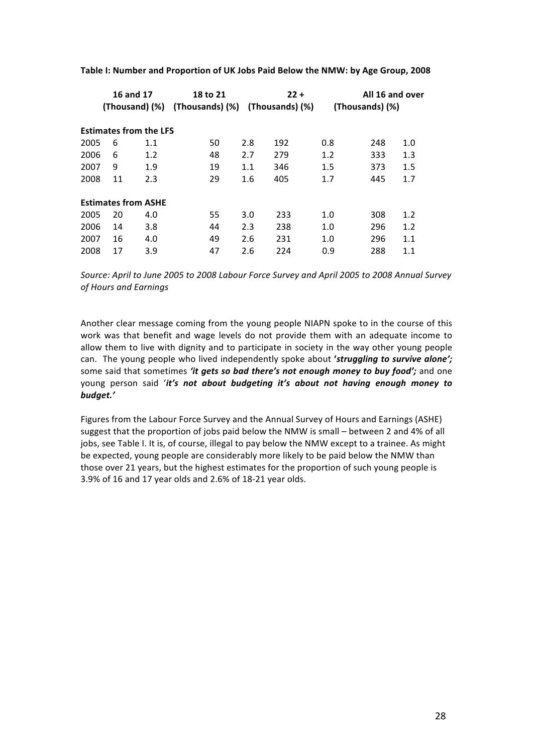**Table I: Number and Proportion of UK Jobs Paid Below the NMW: by Age Group, 2008**

| | 16 and 17 | | 18 to 21 | | 22 + | | All 16 and over | |
|---|---|---|---|---|---|---|---|---|
| | (Thousand) | (%) | (Thousands) | (%) | (Thousands) | (%) | (Thousands) | (%) |
| **Estimates from the LFS** | | | | | | | | |
| 2005 | 6 | 1.1 | 50 | 2.8 | 192 | 0.8 | 248 | 1.0 |
| 2006 | 6 | 1.2 | 48 | 2.7 | 279 | 1.2 | 333 | 1.3 |
| 2007 | 9 | 1.9 | 19 | 1.1 | 346 | 1.5 | 373 | 1.5 |
| 2008 | 11 | 2.3 | 29 | 1.6 | 405 | 1.7 | 445 | 1.7 |
| **Estimates from ASHE** | | | | | | | | |
| 2005 | 20 | 4.0 | 55 | 3.0 | 233 | 1.0 | 308 | 1.2 |
| 2006 | 14 | 3.8 | 44 | 2.3 | 238 | 1.0 | 296 | 1.2 |
| 2007 | 16 | 4.0 | 49 | 2.6 | 231 | 1.0 | 296 | 1.1 |
| 2008 | 17 | 3.9 | 47 | 2.6 | 224 | 0.9 | 288 | 1.1 |

*Source: April to June 2005 to 2008 Labour Force Survey and April 2005 to 2008 Annual Survey of Hours and Earnings*

Another clear message coming from the young people NIAPN spoke to in the course of this work was that benefit and wage levels do not provide them with an adequate income to allow them to live with dignity and to participate in society in the way other young people can. The young people who lived independently spoke about **'*struggling to survive alone'*;** some said that sometimes ***'it gets so bad there's not enough money to buy food';*** and one young person said '***it's not about budgeting it's about not having enough money to budget.'***

Figures from the Labour Force Survey and the Annual Survey of Hours and Earnings (ASHE) suggest that the proportion of jobs paid below the NMW is small – between 2 and 4% of all jobs, see Table I. It is, of course, illegal to pay below the NMW except to a trainee. As might be expected, young people are considerably more likely to be paid below the NMW than those over 21 years, but the highest estimates for the proportion of such young people is 3.9% of 16 and 17 year olds and 2.6% of 18-21 year olds.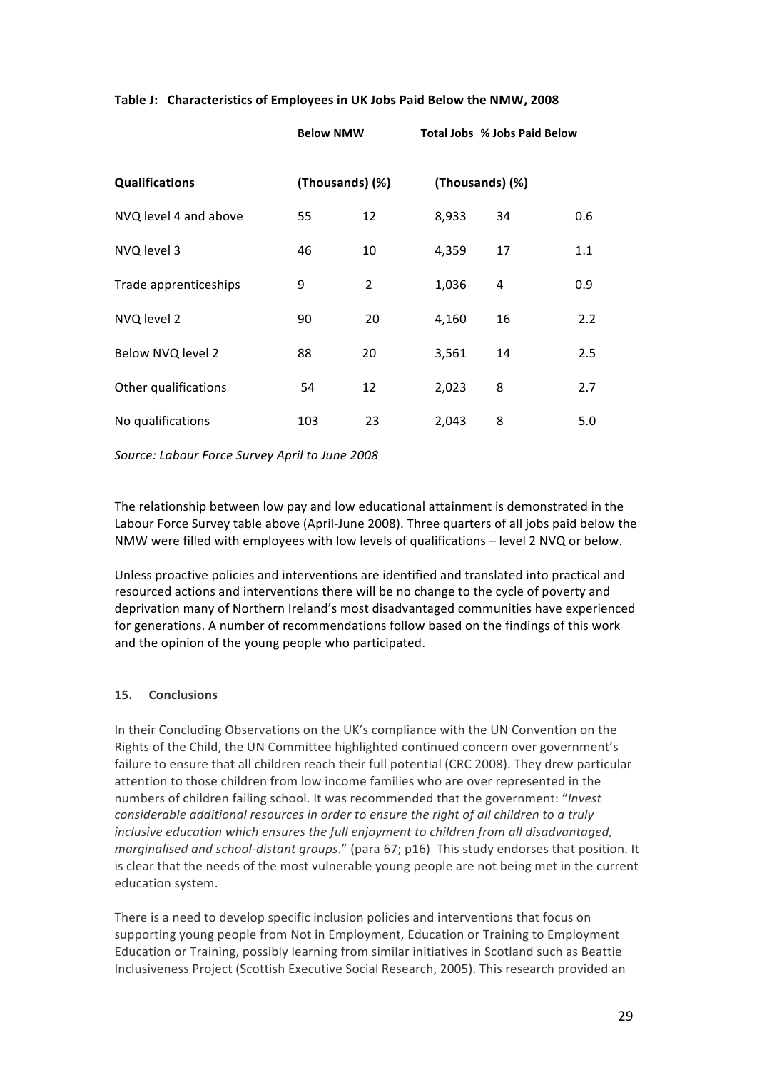**Table J: Characteristics of Employees in UK Jobs Paid Below the NMW, 2008**

| | Below NMW | | Total Jobs | | % Jobs Paid Below |
|---|---|---|---|---|---|
| **Qualifications** | (Thousands) | (%) | (Thousands) | (%) | |
| NVQ level 4 and above | 55 | 12 | 8,933 | 34 | 0.6 |
| NVQ level 3 | 46 | 10 | 4,359 | 17 | 1.1 |
| Trade apprenticeships | 9 | 2 | 1,036 | 4 | 0.9 |
| NVQ level 2 | 90 | 20 | 4,160 | 16 | 2.2 |
| Below NVQ level 2 | 88 | 20 | 3,561 | 14 | 2.5 |
| Other qualifications | 54 | 12 | 2,023 | 8 | 2.7 |
| No qualifications | 103 | 23 | 2,043 | 8 | 5.0 |

*Source: Labour Force Survey April to June 2008*

The relationship between low pay and low educational attainment is demonstrated in the Labour Force Survey table above (April-June 2008). Three quarters of all jobs paid below the NMW were filled with employees with low levels of qualifications – level 2 NVQ or below.

Unless proactive policies and interventions are identified and translated into practical and resourced actions and interventions there will be no change to the cycle of poverty and deprivation many of Northern Ireland's most disadvantaged communities have experienced for generations. A number of recommendations follow based on the findings of this work and the opinion of the young people who participated.

## 15. Conclusions

In their Concluding Observations on the UK's compliance with the UN Convention on the Rights of the Child, the UN Committee highlighted continued concern over government's failure to ensure that all children reach their full potential (CRC 2008). They drew particular attention to those children from low income families who are over represented in the numbers of children failing school. It was recommended that the government: "*Invest considerable additional resources in order to ensure the right of all children to a truly inclusive education which ensures the full enjoyment to children from all disadvantaged, marginalised and school-distant groups*." (para 67; p16) This study endorses that position. It is clear that the needs of the most vulnerable young people are not being met in the current education system.

There is a need to develop specific inclusion policies and interventions that focus on supporting young people from Not in Employment, Education or Training to Employment Education or Training, possibly learning from similar initiatives in Scotland such as Beattie Inclusiveness Project (Scottish Executive Social Research, 2005). This research provided an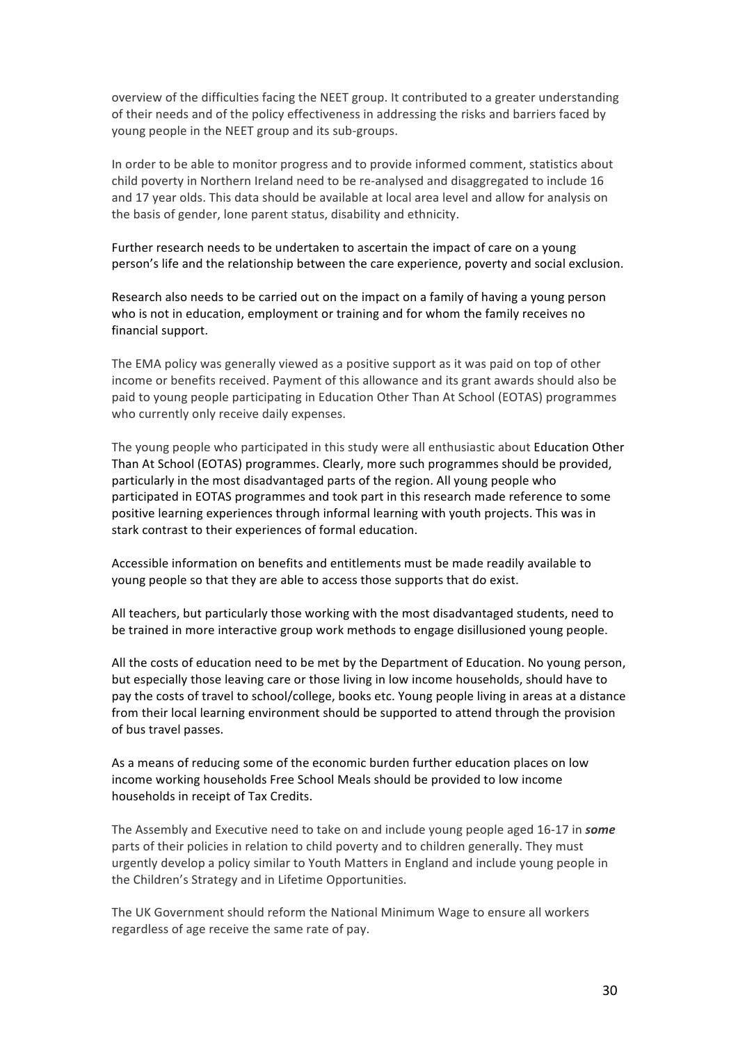overview of the difficulties facing the NEET group. It contributed to a greater understanding of their needs and of the policy effectiveness in addressing the risks and barriers faced by young people in the NEET group and its sub-groups.

In order to be able to monitor progress and to provide informed comment, statistics about child poverty in Northern Ireland need to be re-analysed and disaggregated to include 16 and 17 year olds. This data should be available at local area level and allow for analysis on the basis of gender, lone parent status, disability and ethnicity.

Further research needs to be undertaken to ascertain the impact of care on a young person's life and the relationship between the care experience, poverty and social exclusion.

Research also needs to be carried out on the impact on a family of having a young person who is not in education, employment or training and for whom the family receives no financial support.

The EMA policy was generally viewed as a positive support as it was paid on top of other income or benefits received. Payment of this allowance and its grant awards should also be paid to young people participating in Education Other Than At School (EOTAS) programmes who currently only receive daily expenses.

The young people who participated in this study were all enthusiastic about Education Other Than At School (EOTAS) programmes. Clearly, more such programmes should be provided, particularly in the most disadvantaged parts of the region. All young people who participated in EOTAS programmes and took part in this research made reference to some positive learning experiences through informal learning with youth projects. This was in stark contrast to their experiences of formal education.

Accessible information on benefits and entitlements must be made readily available to young people so that they are able to access those supports that do exist.

All teachers, but particularly those working with the most disadvantaged students, need to be trained in more interactive group work methods to engage disillusioned young people.

All the costs of education need to be met by the Department of Education. No young person, but especially those leaving care or those living in low income households, should have to pay the costs of travel to school/college, books etc. Young people living in areas at a distance from their local learning environment should be supported to attend through the provision of bus travel passes.

As a means of reducing some of the economic burden further education places on low income working households Free School Meals should be provided to low income households in receipt of Tax Credits.

The Assembly and Executive need to take on and include young people aged 16-17 in ***some*** parts of their policies in relation to child poverty and to children generally. They must urgently develop a policy similar to Youth Matters in England and include young people in the Children's Strategy and in Lifetime Opportunities.

The UK Government should reform the National Minimum Wage to ensure all workers regardless of age receive the same rate of pay.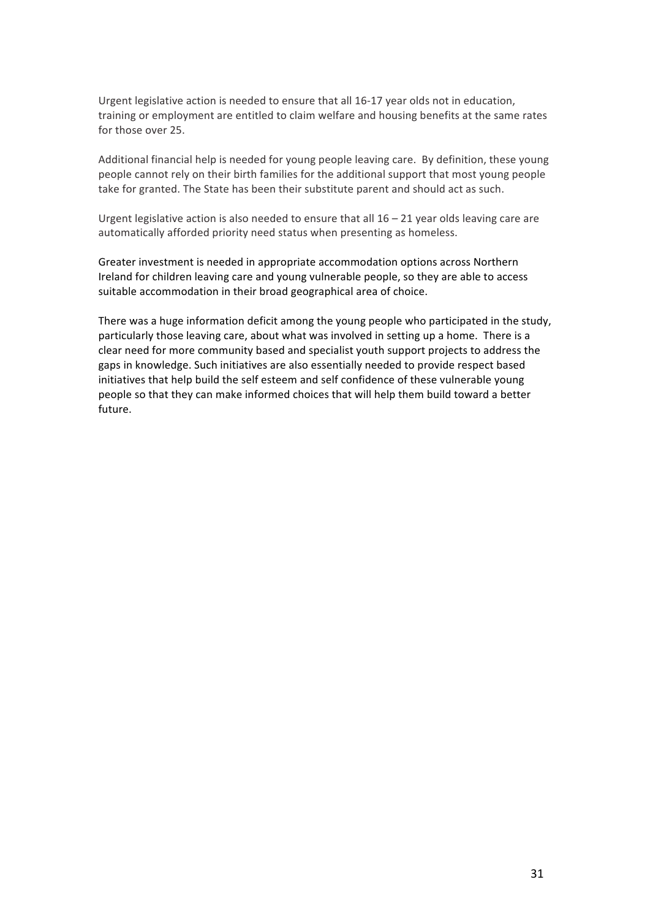Urgent legislative action is needed to ensure that all 16-17 year olds not in education, training or employment are entitled to claim welfare and housing benefits at the same rates for those over 25.

Additional financial help is needed for young people leaving care. By definition, these young people cannot rely on their birth families for the additional support that most young people take for granted. The State has been their substitute parent and should act as such.

Urgent legislative action is also needed to ensure that all 16 – 21 year olds leaving care are automatically afforded priority need status when presenting as homeless.

Greater investment is needed in appropriate accommodation options across Northern Ireland for children leaving care and young vulnerable people, so they are able to access suitable accommodation in their broad geographical area of choice.

There was a huge information deficit among the young people who participated in the study, particularly those leaving care, about what was involved in setting up a home. There is a clear need for more community based and specialist youth support projects to address the gaps in knowledge. Such initiatives are also essentially needed to provide respect based initiatives that help build the self esteem and self confidence of these vulnerable young people so that they can make informed choices that will help them build toward a better future.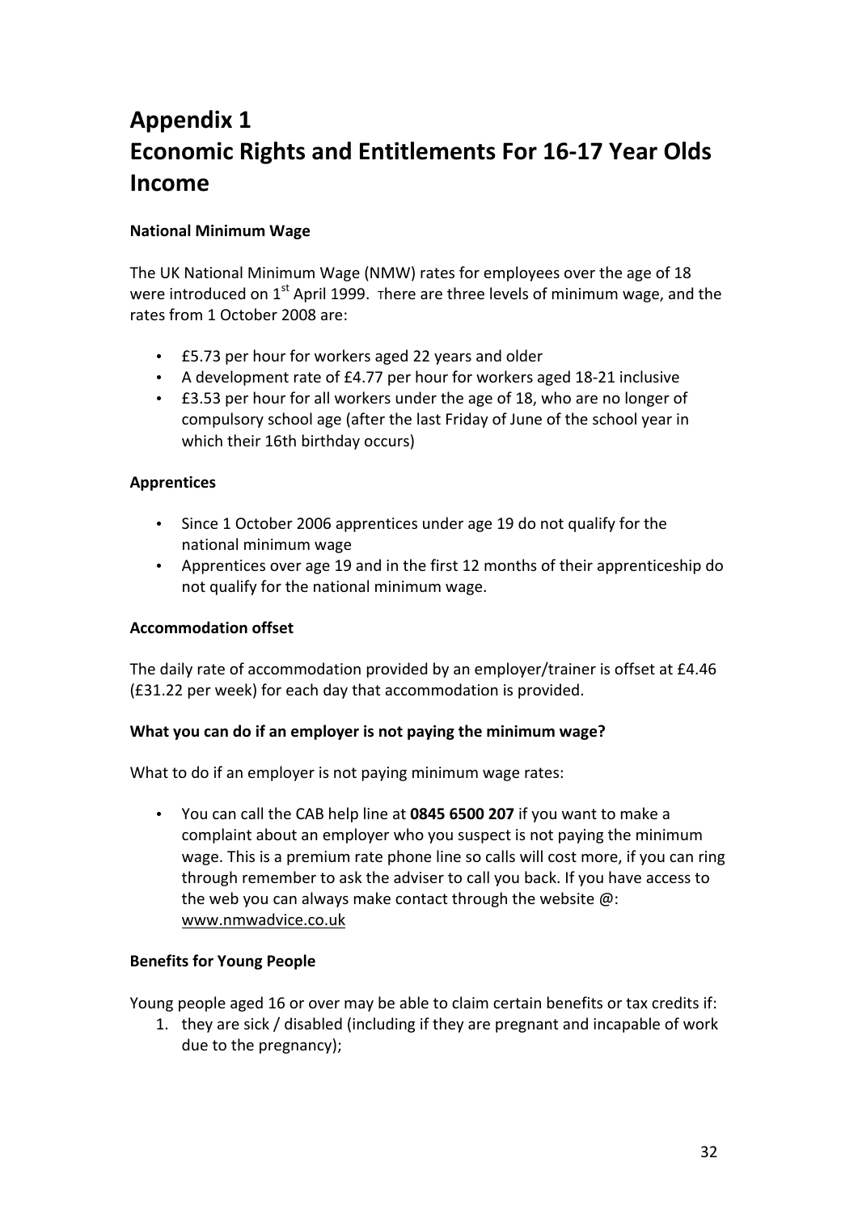# Appendix 1
# Economic Rights and Entitlements For 16-17 Year Olds Income

**National Minimum Wage**

The UK National Minimum Wage (NMW) rates for employees over the age of 18 were introduced on 1st April 1999. There are three levels of minimum wage, and the rates from 1 October 2008 are:

- £5.73 per hour for workers aged 22 years and older
- A development rate of £4.77 per hour for workers aged 18-21 inclusive
- £3.53 per hour for all workers under the age of 18, who are no longer of compulsory school age (after the last Friday of June of the school year in which their 16th birthday occurs)

**Apprentices**

- Since 1 October 2006 apprentices under age 19 do not qualify for the national minimum wage
- Apprentices over age 19 and in the first 12 months of their apprenticeship do not qualify for the national minimum wage.

**Accommodation offset**

The daily rate of accommodation provided by an employer/trainer is offset at £4.46 (£31.22 per week) for each day that accommodation is provided.

**What you can do if an employer is not paying the minimum wage?**

What to do if an employer is not paying minimum wage rates:

- You can call the CAB help line at **0845 6500 207** if you want to make a complaint about an employer who you suspect is not paying the minimum wage. This is a premium rate phone line so calls will cost more, if you can ring through remember to ask the adviser to call you back. If you have access to the web you can always make contact through the website @: www.nmwadvice.co.uk

**Benefits for Young People**

Young people aged 16 or over may be able to claim certain benefits or tax credits if:

1. they are sick / disabled (including if they are pregnant and incapable of work due to the pregnancy);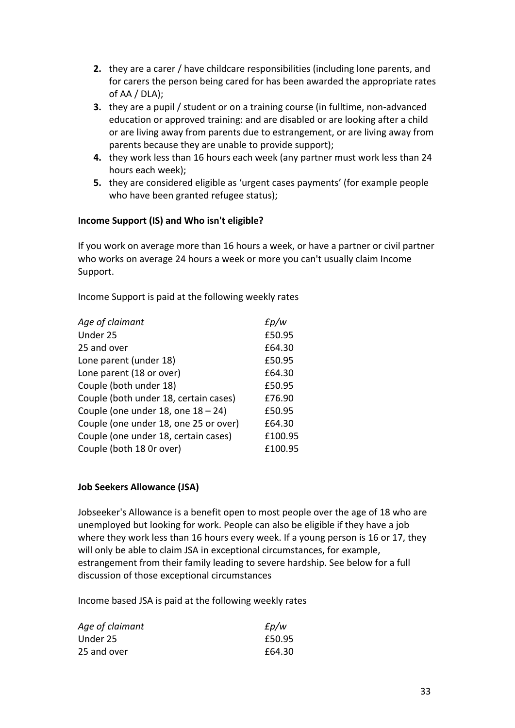2. they are a carer / have childcare responsibilities (including lone parents, and for carers the person being cared for has been awarded the appropriate rates of AA / DLA);
3. they are a pupil / student or on a training course (in fulltime, non-advanced education or approved training: and are disabled or are looking after a child or are living away from parents due to estrangement, or are living away from parents because they are unable to provide support);
4. they work less than 16 hours each week (any partner must work less than 24 hours each week);
5. they are considered eligible as 'urgent cases payments' (for example people who have been granted refugee status);

**Income Support (IS) and Who isn't eligible?**

If you work on average more than 16 hours a week, or have a partner or civil partner who works on average 24 hours a week or more you can't usually claim Income Support.

Income Support is paid at the following weekly rates

| *Age of claimant* | *£p/w* |
|---|---|
| Under 25 | £50.95 |
| 25 and over | £64.30 |
| Lone parent (under 18) | £50.95 |
| Lone parent (18 or over) | £64.30 |
| Couple (both under 18) | £50.95 |
| Couple (both under 18, certain cases) | £76.90 |
| Couple (one under 18, one 18 – 24) | £50.95 |
| Couple (one under 18, one 25 or over) | £64.30 |
| Couple (one under 18, certain cases) | £100.95 |
| Couple (both 18 0r over) | £100.95 |

**Job Seekers Allowance (JSA)**

Jobseeker's Allowance is a benefit open to most people over the age of 18 who are unemployed but looking for work. People can also be eligible if they have a job where they work less than 16 hours every week. If a young person is 16 or 17, they will only be able to claim JSA in exceptional circumstances, for example, estrangement from their family leading to severe hardship. See below for a full discussion of those exceptional circumstances

Income based JSA is paid at the following weekly rates

| *Age of claimant* | *£p/w* |
|---|---|
| Under 25 | £50.95 |
| 25 and over | £64.30 |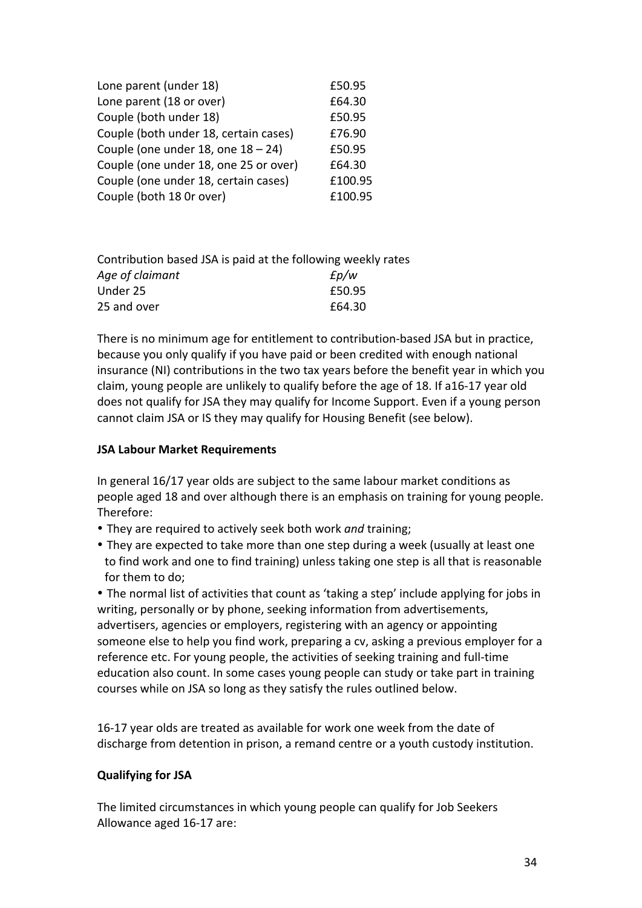| | |
|---|---|
| Lone parent (under 18) | £50.95 |
| Lone parent (18 or over) | £64.30 |
| Couple (both under 18) | £50.95 |
| Couple (both under 18, certain cases) | £76.90 |
| Couple (one under 18, one 18 – 24) | £50.95 |
| Couple (one under 18, one 25 or over) | £64.30 |
| Couple (one under 18, certain cases) | £100.95 |
| Couple (both 18 0r over) | £100.95 |

Contribution based JSA is paid at the following weekly rates

| *Age of claimant* | *£p/w* |
|---|---|
| Under 25 | £50.95 |
| 25 and over | £64.30 |

There is no minimum age for entitlement to contribution-based JSA but in practice, because you only qualify if you have paid or been credited with enough national insurance (NI) contributions in the two tax years before the benefit year in which you claim, young people are unlikely to qualify before the age of 18. If a16-17 year old does not qualify for JSA they may qualify for Income Support. Even if a young person cannot claim JSA or IS they may qualify for Housing Benefit (see below).

**JSA Labour Market Requirements**

In general 16/17 year olds are subject to the same labour market conditions as people aged 18 and over although there is an emphasis on training for young people. Therefore:

- They are required to actively seek both work *and* training;
- They are expected to take more than one step during a week (usually at least one to find work and one to find training) unless taking one step is all that is reasonable for them to do;
- The normal list of activities that count as 'taking a step' include applying for jobs in writing, personally or by phone, seeking information from advertisements, advertisers, agencies or employers, registering with an agency or appointing someone else to help you find work, preparing a cv, asking a previous employer for a reference etc. For young people, the activities of seeking training and full-time education also count. In some cases young people can study or take part in training courses while on JSA so long as they satisfy the rules outlined below.

16-17 year olds are treated as available for work one week from the date of discharge from detention in prison, a remand centre or a youth custody institution.

**Qualifying for JSA**

The limited circumstances in which young people can qualify for Job Seekers Allowance aged 16-17 are: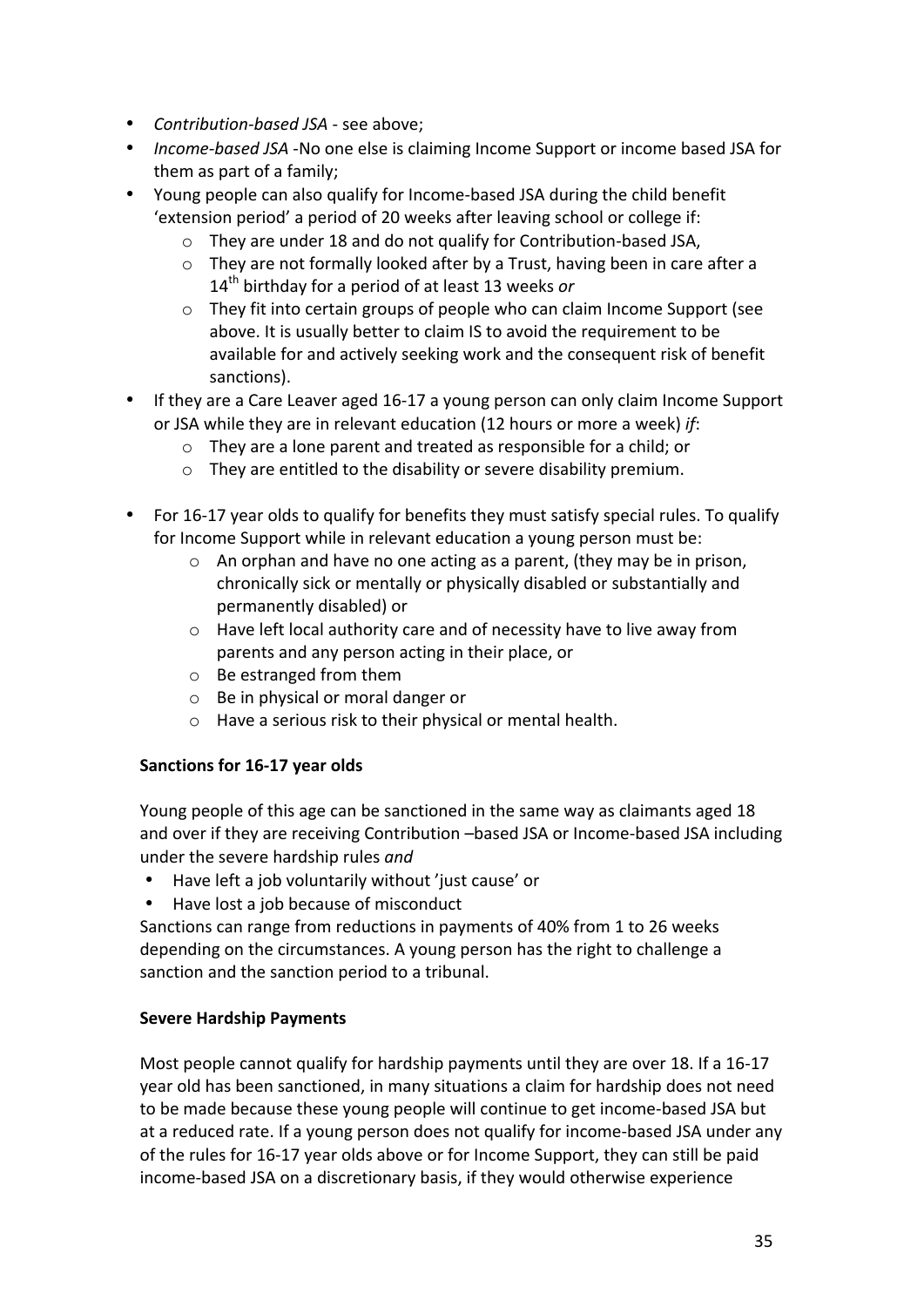- *Contribution-based JSA* - see above;
- *Income-based JSA* -No one else is claiming Income Support or income based JSA for them as part of a family;
- Young people can also qualify for Income-based JSA during the child benefit 'extension period' a period of 20 weeks after leaving school or college if:
  - They are under 18 and do not qualify for Contribution-based JSA,
  - They are not formally looked after by a Trust, having been in care after a 14th birthday for a period of at least 13 weeks *or*
  - They fit into certain groups of people who can claim Income Support (see above. It is usually better to claim IS to avoid the requirement to be available for and actively seeking work and the consequent risk of benefit sanctions).
- If they are a Care Leaver aged 16-17 a young person can only claim Income Support or JSA while they are in relevant education (12 hours or more a week) *if*:
  - They are a lone parent and treated as responsible for a child; or
  - They are entitled to the disability or severe disability premium.
- For 16-17 year olds to qualify for benefits they must satisfy special rules. To qualify for Income Support while in relevant education a young person must be:
  - An orphan and have no one acting as a parent, (they may be in prison, chronically sick or mentally or physically disabled or substantially and permanently disabled) or
  - Have left local authority care and of necessity have to live away from parents and any person acting in their place, or
  - Be estranged from them
  - Be in physical or moral danger or
  - Have a serious risk to their physical or mental health.

**Sanctions for 16-17 year olds**

Young people of this age can be sanctioned in the same way as claimants aged 18 and over if they are receiving Contribution –based JSA or Income-based JSA including under the severe hardship rules *and*

- Have left a job voluntarily without 'just cause' or
- Have lost a job because of misconduct

Sanctions can range from reductions in payments of 40% from 1 to 26 weeks depending on the circumstances. A young person has the right to challenge a sanction and the sanction period to a tribunal.

**Severe Hardship Payments**

Most people cannot qualify for hardship payments until they are over 18. If a 16-17 year old has been sanctioned, in many situations a claim for hardship does not need to be made because these young people will continue to get income-based JSA but at a reduced rate. If a young person does not qualify for income-based JSA under any of the rules for 16-17 year olds above or for Income Support, they can still be paid income-based JSA on a discretionary basis, if they would otherwise experience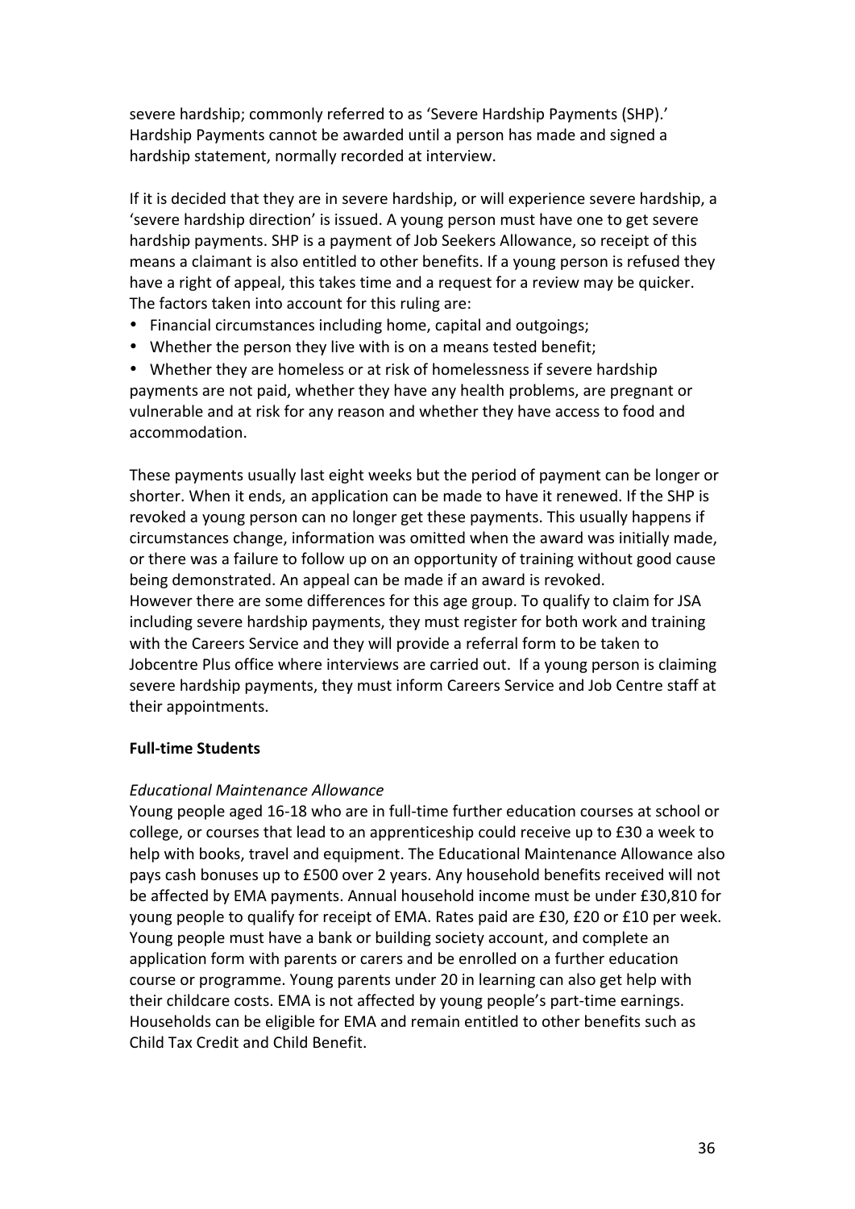severe hardship; commonly referred to as 'Severe Hardship Payments (SHP).' Hardship Payments cannot be awarded until a person has made and signed a hardship statement, normally recorded at interview.

If it is decided that they are in severe hardship, or will experience severe hardship, a 'severe hardship direction' is issued. A young person must have one to get severe hardship payments. SHP is a payment of Job Seekers Allowance, so receipt of this means a claimant is also entitled to other benefits. If a young person is refused they have a right of appeal, this takes time and a request for a review may be quicker. The factors taken into account for this ruling are:

- Financial circumstances including home, capital and outgoings;
- Whether the person they live with is on a means tested benefit;
- Whether they are homeless or at risk of homelessness if severe hardship payments are not paid, whether they have any health problems, are pregnant or vulnerable and at risk for any reason and whether they have access to food and accommodation.

These payments usually last eight weeks but the period of payment can be longer or shorter. When it ends, an application can be made to have it renewed. If the SHP is revoked a young person can no longer get these payments. This usually happens if circumstances change, information was omitted when the award was initially made, or there was a failure to follow up on an opportunity of training without good cause being demonstrated. An appeal can be made if an award is revoked.
However there are some differences for this age group. To qualify to claim for JSA including severe hardship payments, they must register for both work and training with the Careers Service and they will provide a referral form to be taken to Jobcentre Plus office where interviews are carried out. If a young person is claiming severe hardship payments, they must inform Careers Service and Job Centre staff at their appointments.

**Full-time Students**

*Educational Maintenance Allowance*
Young people aged 16-18 who are in full-time further education courses at school or college, or courses that lead to an apprenticeship could receive up to £30 a week to help with books, travel and equipment. The Educational Maintenance Allowance also pays cash bonuses up to £500 over 2 years. Any household benefits received will not be affected by EMA payments. Annual household income must be under £30,810 for young people to qualify for receipt of EMA. Rates paid are £30, £20 or £10 per week. Young people must have a bank or building society account, and complete an application form with parents or carers and be enrolled on a further education course or programme. Young parents under 20 in learning can also get help with their childcare costs. EMA is not affected by young people's part-time earnings. Households can be eligible for EMA and remain entitled to other benefits such as Child Tax Credit and Child Benefit.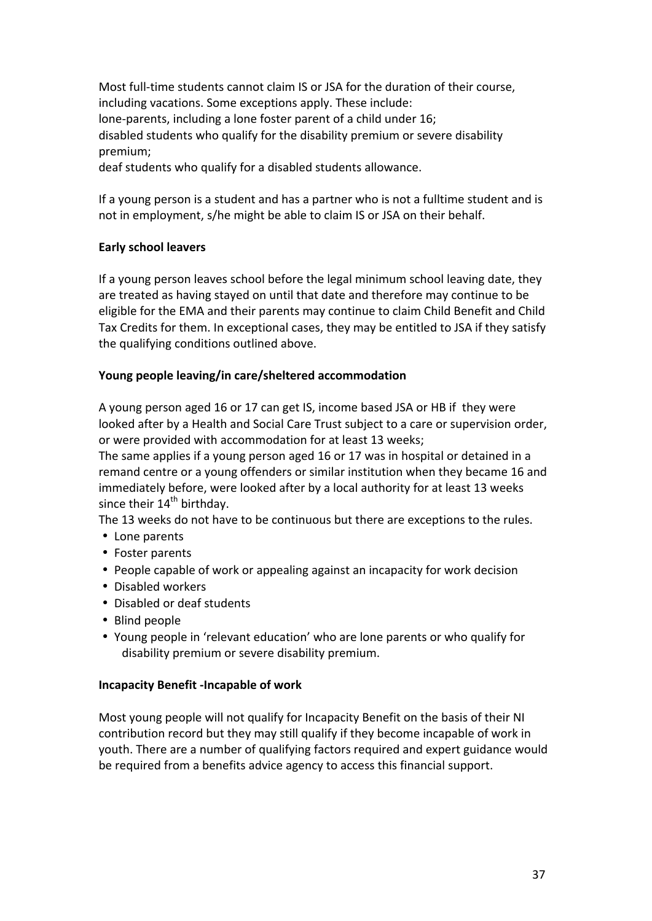Most full-time students cannot claim IS or JSA for the duration of their course, including vacations. Some exceptions apply. These include:
lone-parents, including a lone foster parent of a child under 16;
disabled students who qualify for the disability premium or severe disability premium;
deaf students who qualify for a disabled students allowance.

If a young person is a student and has a partner who is not a fulltime student and is not in employment, s/he might be able to claim IS or JSA on their behalf.

**Early school leavers**

If a young person leaves school before the legal minimum school leaving date, they are treated as having stayed on until that date and therefore may continue to be eligible for the EMA and their parents may continue to claim Child Benefit and Child Tax Credits for them. In exceptional cases, they may be entitled to JSA if they satisfy the qualifying conditions outlined above.

**Young people leaving/in care/sheltered accommodation**

A young person aged 16 or 17 can get IS, income based JSA or HB if they were looked after by a Health and Social Care Trust subject to a care or supervision order, or were provided with accommodation for at least 13 weeks;
The same applies if a young person aged 16 or 17 was in hospital or detained in a remand centre or a young offenders or similar institution when they became 16 and immediately before, were looked after by a local authority for at least 13 weeks since their 14th birthday.
The 13 weeks do not have to be continuous but there are exceptions to the rules.

- Lone parents
- Foster parents
- People capable of work or appealing against an incapacity for work decision
- Disabled workers
- Disabled or deaf students
- Blind people
- Young people in 'relevant education' who are lone parents or who qualify for disability premium or severe disability premium.

**Incapacity Benefit -Incapable of work**

Most young people will not qualify for Incapacity Benefit on the basis of their NI contribution record but they may still qualify if they become incapable of work in youth. There are a number of qualifying factors required and expert guidance would be required from a benefits advice agency to access this financial support.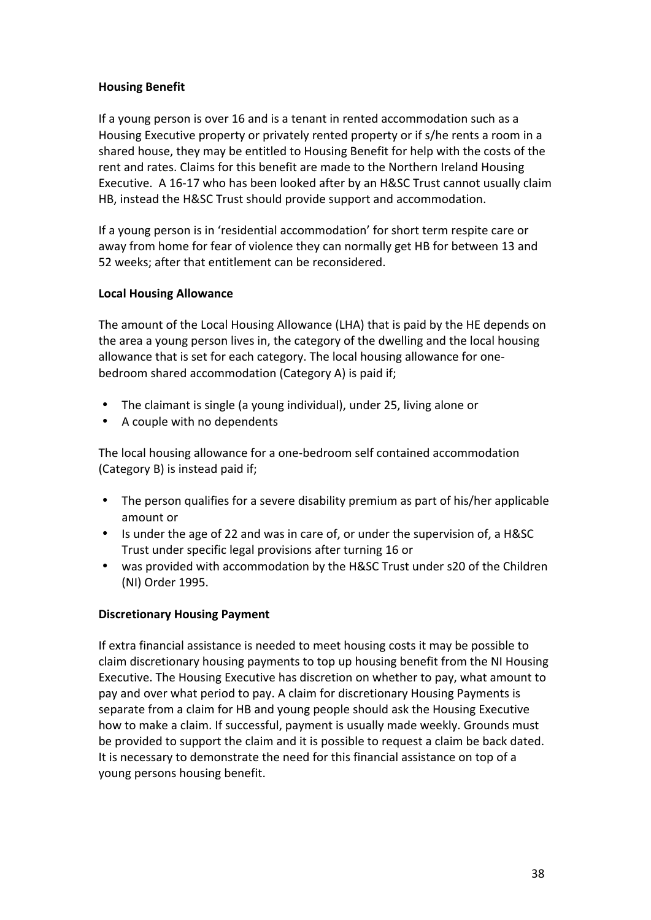**Housing Benefit**

If a young person is over 16 and is a tenant in rented accommodation such as a Housing Executive property or privately rented property or if s/he rents a room in a shared house, they may be entitled to Housing Benefit for help with the costs of the rent and rates. Claims for this benefit are made to the Northern Ireland Housing Executive. A 16-17 who has been looked after by an H&SC Trust cannot usually claim HB, instead the H&SC Trust should provide support and accommodation.

If a young person is in 'residential accommodation' for short term respite care or away from home for fear of violence they can normally get HB for between 13 and 52 weeks; after that entitlement can be reconsidered.

**Local Housing Allowance**

The amount of the Local Housing Allowance (LHA) that is paid by the HE depends on the area a young person lives in, the category of the dwelling and the local housing allowance that is set for each category. The local housing allowance for one-bedroom shared accommodation (Category A) is paid if;

- The claimant is single (a young individual), under 25, living alone or
- A couple with no dependents

The local housing allowance for a one-bedroom self contained accommodation (Category B) is instead paid if;

- The person qualifies for a severe disability premium as part of his/her applicable amount or
- Is under the age of 22 and was in care of, or under the supervision of, a H&SC Trust under specific legal provisions after turning 16 or
- was provided with accommodation by the H&SC Trust under s20 of the Children (NI) Order 1995.

**Discretionary Housing Payment**

If extra financial assistance is needed to meet housing costs it may be possible to claim discretionary housing payments to top up housing benefit from the NI Housing Executive. The Housing Executive has discretion on whether to pay, what amount to pay and over what period to pay. A claim for discretionary Housing Payments is separate from a claim for HB and young people should ask the Housing Executive how to make a claim. If successful, payment is usually made weekly. Grounds must be provided to support the claim and it is possible to request a claim be back dated. It is necessary to demonstrate the need for this financial assistance on top of a young persons housing benefit.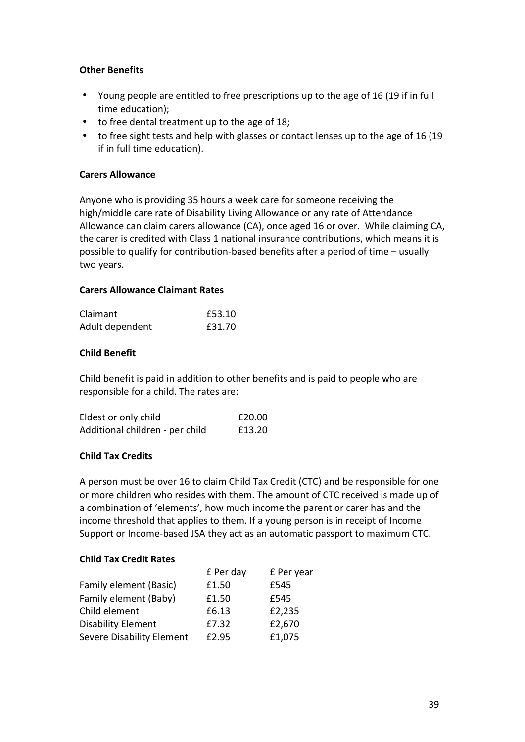**Other Benefits**

- Young people are entitled to free prescriptions up to the age of 16 (19 if in full time education);
- to free dental treatment up to the age of 18;
- to free sight tests and help with glasses or contact lenses up to the age of 16 (19 if in full time education).

**Carers Allowance**

Anyone who is providing 35 hours a week care for someone receiving the high/middle care rate of Disability Living Allowance or any rate of Attendance Allowance can claim carers allowance (CA), once aged 16 or over. While claiming CA, the carer is credited with Class 1 national insurance contributions, which means it is possible to qualify for contribution-based benefits after a period of time – usually two years.

**Carers Allowance Claimant Rates**

| | |
|---|---|
| Claimant | £53.10 |
| Adult dependent | £31.70 |

**Child Benefit**

Child benefit is paid in addition to other benefits and is paid to people who are responsible for a child. The rates are:

| | |
|---|---|
| Eldest or only child | £20.00 |
| Additional children - per child | £13.20 |

**Child Tax Credits**

A person must be over 16 to claim Child Tax Credit (CTC) and be responsible for one or more children who resides with them. The amount of CTC received is made up of a combination of 'elements', how much income the parent or carer has and the income threshold that applies to them. If a young person is in receipt of Income Support or Income-based JSA they act as an automatic passport to maximum CTC.

**Child Tax Credit Rates**

| | £ Per day | £ Per year |
|---|---|---|
| Family element (Basic) | £1.50 | £545 |
| Family element (Baby) | £1.50 | £545 |
| Child element | £6.13 | £2,235 |
| Disability Element | £7.32 | £2,670 |
| Severe Disability Element | £2.95 | £1,075 |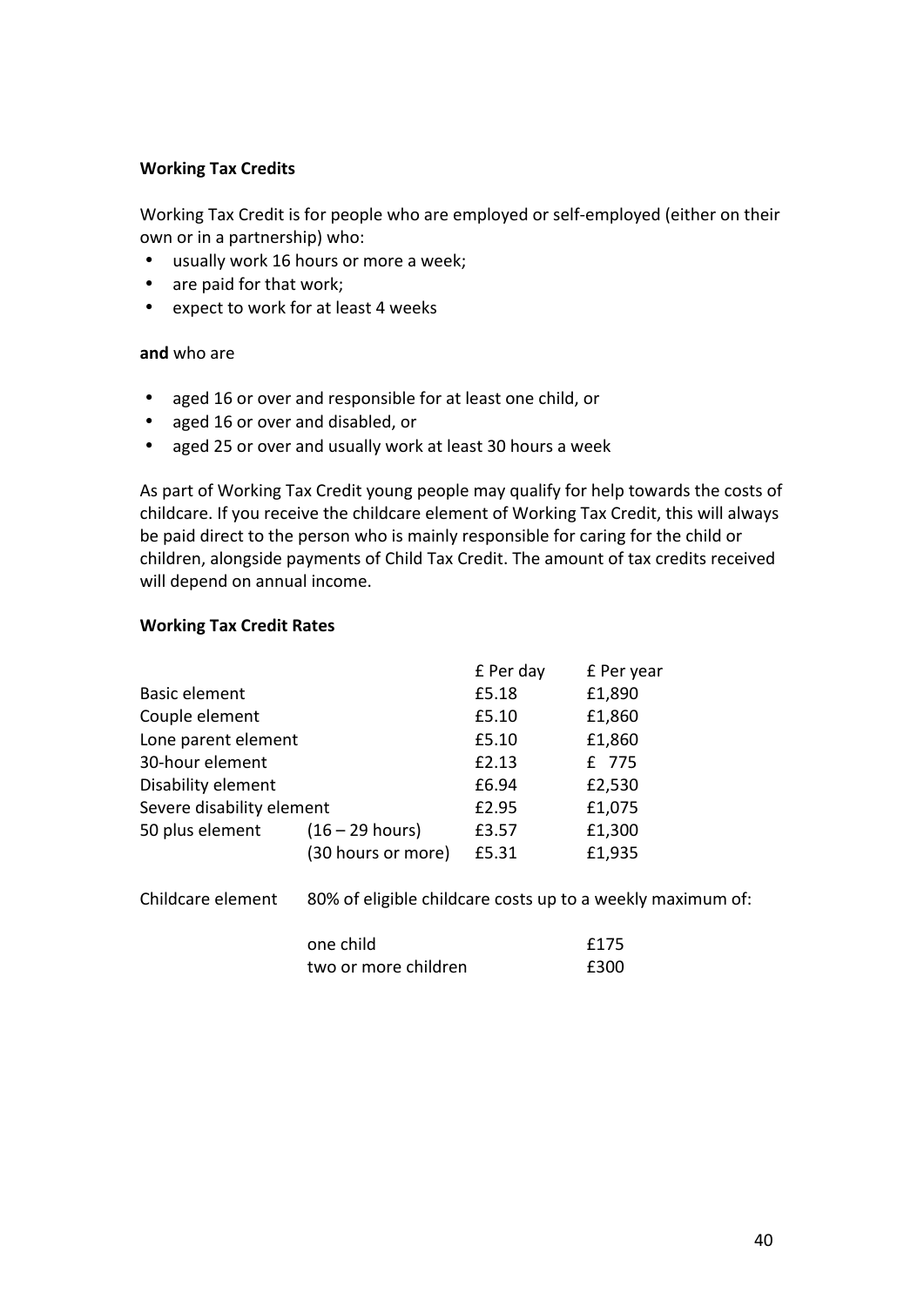**Working Tax Credits**

Working Tax Credit is for people who are employed or self-employed (either on their own or in a partnership) who:

- usually work 16 hours or more a week;
- are paid for that work;
- expect to work for at least 4 weeks

**and** who are

- aged 16 or over and responsible for at least one child, or
- aged 16 or over and disabled, or
- aged 25 or over and usually work at least 30 hours a week

As part of Working Tax Credit young people may qualify for help towards the costs of childcare. If you receive the childcare element of Working Tax Credit, this will always be paid direct to the person who is mainly responsible for caring for the child or children, alongside payments of Child Tax Credit. The amount of tax credits received will depend on annual income.

**Working Tax Credit Rates**

| | | £ Per day | £ Per year |
|---|---|---|---|
| Basic element | | £5.18 | £1,890 |
| Couple element | | £5.10 | £1,860 |
| Lone parent element | | £5.10 | £1,860 |
| 30-hour element | | £2.13 | £ 775 |
| Disability element | | £6.94 | £2,530 |
| Severe disability element | | £2.95 | £1,075 |
| 50 plus element | (16 – 29 hours) | £3.57 | £1,300 |
| | (30 hours or more) | £5.31 | £1,935 |

Childcare element — 80% of eligible childcare costs up to a weekly maximum of:

| | |
|---|---|
| one child | £175 |
| two or more children | £300 |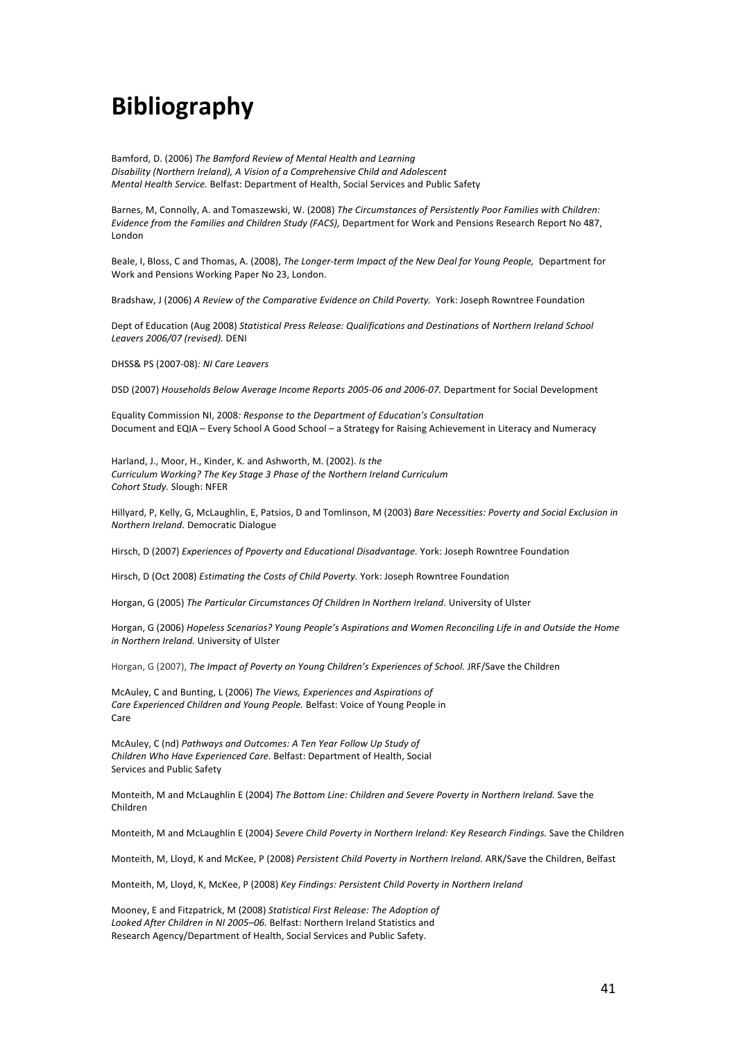# Bibliography

Bamford, D. (2006) *The Bamford Review of Mental Health and Learning Disability (Northern Ireland), A Vision of a Comprehensive Child and Adolescent Mental Health Service.* Belfast: Department of Health, Social Services and Public Safety

Barnes, M, Connolly, A. and Tomaszewski, W. (2008) *The Circumstances of Persistently Poor Families with Children: Evidence from the Families and Children Study (FACS),* Department for Work and Pensions Research Report No 487, London

Beale, I, Bloss, C and Thomas, A. (2008), *The Longer-term Impact of the New Deal for Young People,* Department for Work and Pensions Working Paper No 23, London.

Bradshaw, J (2006) *A Review of the Comparative Evidence on Child Poverty.* York: Joseph Rowntree Foundation

Dept of Education (Aug 2008) *Statistical Press Release: Qualifications and Destinations* of *Northern Ireland School Leavers 2006/07 (revised).* DENI

DHSS& PS (2007-08)*: NI Care Leavers*

DSD (2007) *Households Below Average Income Reports 2005-06 and 2006-07.* Department for Social Development

Equality Commission NI, 2008*: Response to the Department of Education's Consultation* Document and EQIA – Every School A Good School – a Strategy for Raising Achievement in Literacy and Numeracy

Harland, J., Moor, H., Kinder, K. and Ashworth, M. (2002). *Is the Curriculum Working? The Key Stage 3 Phase of the Northern Ireland Curriculum Cohort Study.* Slough: NFER

Hillyard, P, Kelly, G, McLaughlin, E, Patsios, D and Tomlinson, M (2003) *Bare Necessities: Poverty and Social Exclusion in Northern Ireland.* Democratic Dialogue

Hirsch, D (2007) *Experiences of Ppoverty and Educational Disadvantage.* York: Joseph Rowntree Foundation

Hirsch, D (Oct 2008) *Estimating the Costs of Child Poverty.* York: Joseph Rowntree Foundation

Horgan, G (2005) *The Particular Circumstances Of Children In Northern Ireland.* University of Ulster

Horgan, G (2006) *Hopeless Scenarios? Young People's Aspirations and Women Reconciling Life in and Outside the Home in Northern Ireland.* University of Ulster

Horgan, G (2007), *The Impact of Poverty on Young Children's Experiences of School.* JRF/Save the Children

McAuley, C and Bunting, L (2006) *The Views, Experiences and Aspirations of Care Experienced Children and Young People.* Belfast: Voice of Young People in Care

McAuley, C (nd) *Pathways and Outcomes: A Ten Year Follow Up Study of Children Who Have Experienced Care.* Belfast: Department of Health, Social Services and Public Safety

Monteith, M and McLaughlin E (2004) *The Bottom Line: Children and Severe Poverty in Northern Ireland.* Save the Children

Monteith, M and McLaughlin E (2004) *Severe Child Poverty in Northern Ireland: Key Research Findings.* Save the Children

Monteith, M, Lloyd, K and McKee, P (2008) *Persistent Child Poverty in Northern Ireland.* ARK/Save the Children, Belfast

Monteith, M, Lloyd, K, McKee, P (2008) *Key Findings: Persistent Child Poverty in Northern Ireland*

Mooney, E and Fitzpatrick, M (2008) *Statistical First Release: The Adoption of Looked After Children in NI 2005–06.* Belfast: Northern Ireland Statistics and Research Agency/Department of Health, Social Services and Public Safety.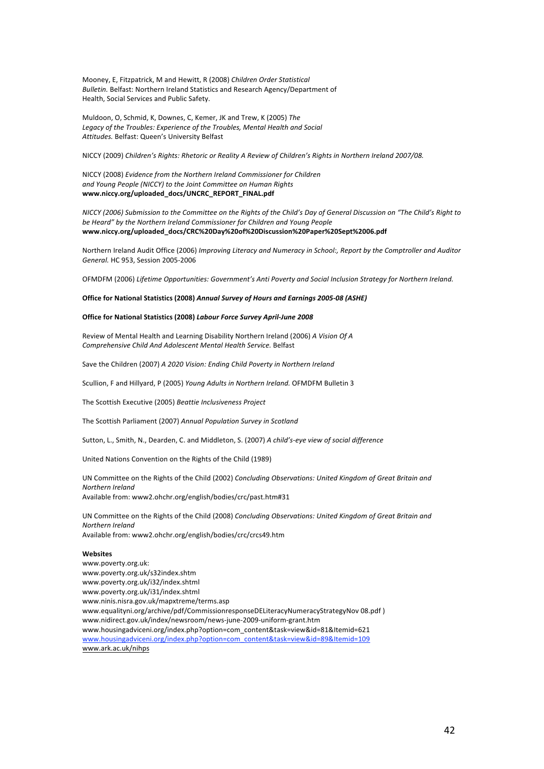Mooney, E, Fitzpatrick, M and Hewitt, R (2008) *Children Order Statistical Bulletin.* Belfast: Northern Ireland Statistics and Research Agency/Department of Health, Social Services and Public Safety.

Muldoon, O, Schmid, K, Downes, C, Kemer, JK and Trew, K (2005) *The Legacy of the Troubles: Experience of the Troubles, Mental Health and Social Attitudes.* Belfast: Queen's University Belfast

NICCY (2009) *Children's Rights: Rhetoric or Reality A Review of Children's Rights in Northern Ireland 2007/08.*

NICCY (2008) *Evidence from the Northern Ireland Commissioner for Children and Young People (NICCY) to the Joint Committee on Human Rights*
**www.niccy.org/uploaded_docs/UNCRC_REPORT_FINAL.pdf**

*NICCY (2006) Submission to the Committee on the Rights of the Child's Day of General Discussion on "The Child's Right to be Heard" by the Northern Ireland Commissioner for Children and Young People*
**www.niccy.org/uploaded_docs/CRC%20Day%20of%20Discussion%20Paper%20Sept%2006.pdf**

Northern Ireland Audit Office (2006) *Improving Literacy and Numeracy in School:, Report by the Comptroller and Auditor General.* HC 953, Session 2005-2006

OFMDFM (2006) *Lifetime Opportunities: Government's Anti Poverty and Social Inclusion Strategy for Northern Ireland.*

**Office for National Statistics (2008) *Annual Survey of Hours and Earnings 2005-08 (ASHE)***

**Office for National Statistics (2008) *Labour Force Survey April-June 2008***

Review of Mental Health and Learning Disability Northern Ireland (2006) *A Vision Of A Comprehensive Child And Adolescent Mental Health Service.* Belfast

Save the Children (2007) *A 2020 Vision: Ending Child Poverty in Northern Ireland*

Scullion, F and Hillyard, P (2005) *Young Adults in Northern Ireland.* OFMDFM Bulletin 3

The Scottish Executive (2005) *Beattie Inclusiveness Project*

The Scottish Parliament (2007) *Annual Population Survey in Scotland*

Sutton, L., Smith, N., Dearden, C. and Middleton, S. (2007) *A child's-eye view of social difference*

United Nations Convention on the Rights of the Child (1989)

UN Committee on the Rights of the Child (2002) *Concluding Observations: United Kingdom of Great Britain and Northern Ireland*
Available from: www2.ohchr.org/english/bodies/crc/past.htm#31

UN Committee on the Rights of the Child (2008) *Concluding Observations: United Kingdom of Great Britain and Northern Ireland*
Available from: www2.ohchr.org/english/bodies/crc/crcs49.htm

**Websites**

www.poverty.org.uk:
www.poverty.org.uk/s32index.shtm
www.poverty.org.uk/i32/index.shtml
www.poverty.org.uk/i31/index.shtml
www.ninis.nisra.gov.uk/mapxtreme/terms.asp
www.equalityni.org/archive/pdf/CommissionresponseDELiteracyNumeracyStrategyNov 08.pdf )
www.nidirect.gov.uk/index/newsroom/news-june-2009-uniform-grant.htm
www.housingadviceni.org/index.php?option=com_content&task=view&id=81&Itemid=621
www.housingadviceni.org/index.php?option=com_content&task=view&id=89&Itemid=109
www.ark.ac.uk/nihps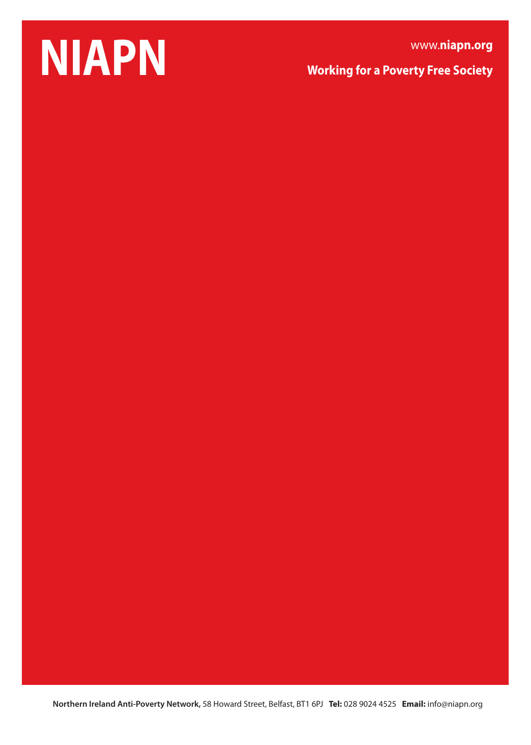# NIAPN

www.**niapn.org**

**Working for a Poverty Free Society**

**Northern Ireland Anti-Poverty Network,** 58 Howard Street, Belfast, BT1 6PJ **Tel:** 028 9024 4525 **Email:** info@niapn.org